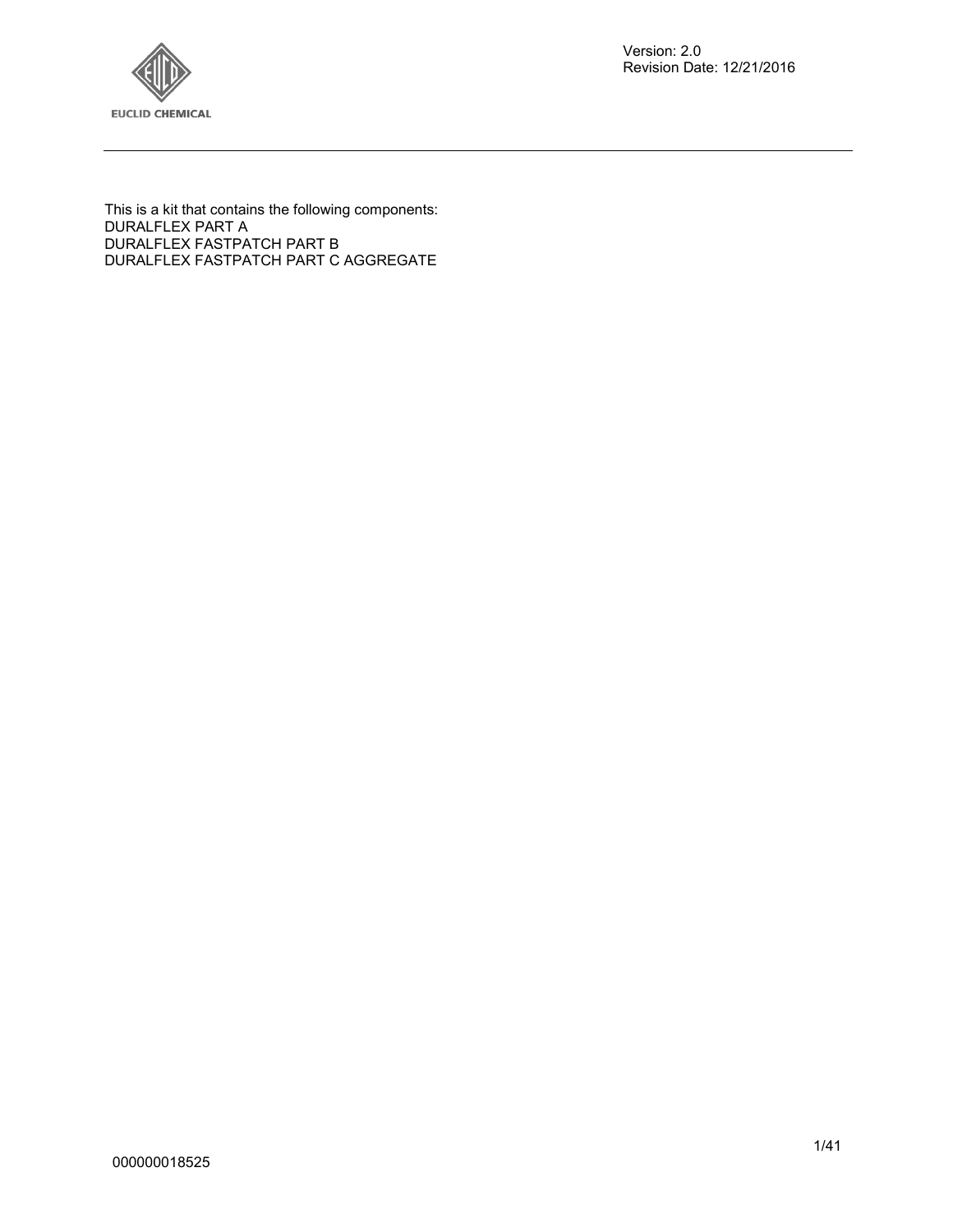EUCLID CHEMICAL

Version: 2.0
Revision Date: 12/21/2016

This is a kit that contains the following components:
DURALFLEX PART A
DURALFLEX FASTPATCH PART B
DURALFLEX FASTPATCH PART C AGGREGATE

000000018525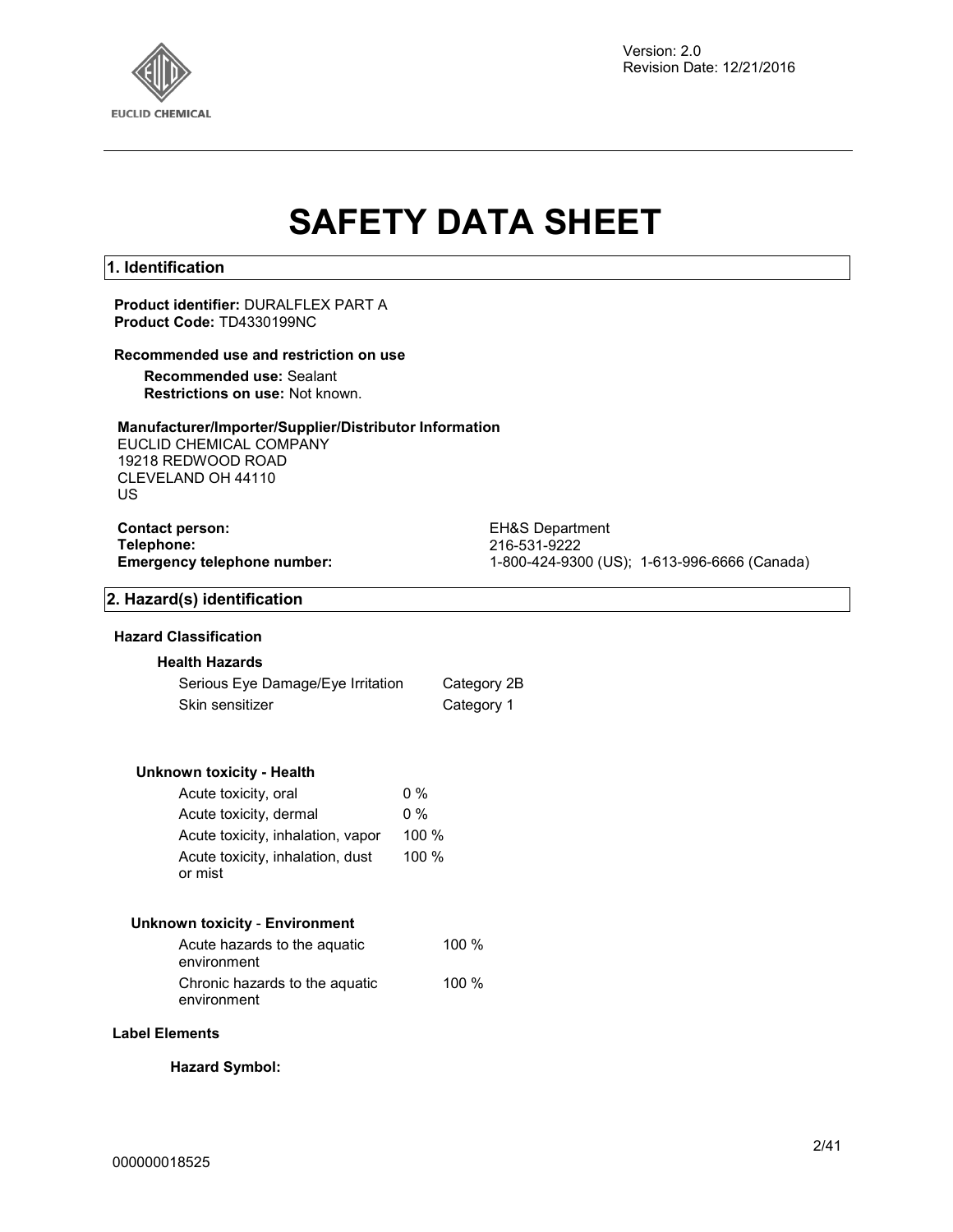Version: 2.0
Revision Date: 12/21/2016

# SAFETY DATA SHEET

## 1. Identification

**Product identifier:** DURALFLEX PART A
**Product Code:** TD4330199NC

**Recommended use and restriction on use**

**Recommended use:** Sealant
**Restrictions on use:** Not known.

**Manufacturer/Importer/Supplier/Distributor Information**
EUCLID CHEMICAL COMPANY
19218 REDWOOD ROAD
CLEVELAND OH 44110
US

**Contact person:** EH&S Department
**Telephone:** 216-531-9222
**Emergency telephone number:** 1-800-424-9300 (US); 1-613-996-6666 (Canada)

## 2. Hazard(s) identification

**Hazard Classification**

**Health Hazards**

| | |
|---|---|
| Serious Eye Damage/Eye Irritation | Category 2B |
| Skin sensitizer | Category 1 |

**Unknown toxicity - Health**

| | |
|---|---|
| Acute toxicity, oral | 0 % |
| Acute toxicity, dermal | 0 % |
| Acute toxicity, inhalation, vapor | 100 % |
| Acute toxicity, inhalation, dust or mist | 100 % |

**Unknown toxicity - Environment**

| | |
|---|---|
| Acute hazards to the aquatic environment | 100 % |
| Chronic hazards to the aquatic environment | 100 % |

**Label Elements**

**Hazard Symbol:**

000000018525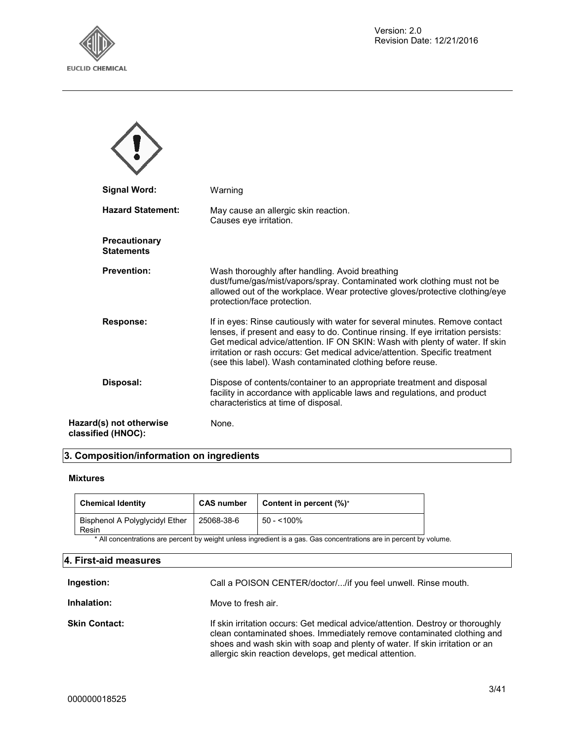**Signal Word:** Warning

**Hazard Statement:** May cause an allergic skin reaction.
Causes eye irritation.

**Precautionary Statements**

**Prevention:** Wash thoroughly after handling. Avoid breathing dust/fume/gas/mist/vapors/spray. Contaminated work clothing must not be allowed out of the workplace. Wear protective gloves/protective clothing/eye protection/face protection.

**Response:** If in eyes: Rinse cautiously with water for several minutes. Remove contact lenses, if present and easy to do. Continue rinsing. If eye irritation persists: Get medical advice/attention. IF ON SKIN: Wash with plenty of water. If skin irritation or rash occurs: Get medical advice/attention. Specific treatment (see this label). Wash contaminated clothing before reuse.

**Disposal:** Dispose of contents/container to an appropriate treatment and disposal facility in accordance with applicable laws and regulations, and product characteristics at time of disposal.

**Hazard(s) not otherwise classified (HNOC):** None.

## 3. Composition/information on ingredients

**Mixtures**

| Chemical Identity | CAS number | Content in percent (%)* |
|---|---|---|
| Bisphenol A Polyglycidyl Ether Resin | 25068-38-6 | 50 - <100% |

* All concentrations are percent by weight unless ingredient is a gas. Gas concentrations are in percent by volume.

## 4. First-aid measures

**Ingestion:** Call a POISON CENTER/doctor/.../if you feel unwell. Rinse mouth.

**Inhalation:** Move to fresh air.

**Skin Contact:** If skin irritation occurs: Get medical advice/attention. Destroy or thoroughly clean contaminated shoes. Immediately remove contaminated clothing and shoes and wash skin with soap and plenty of water. If skin irritation or an allergic skin reaction develops, get medical attention.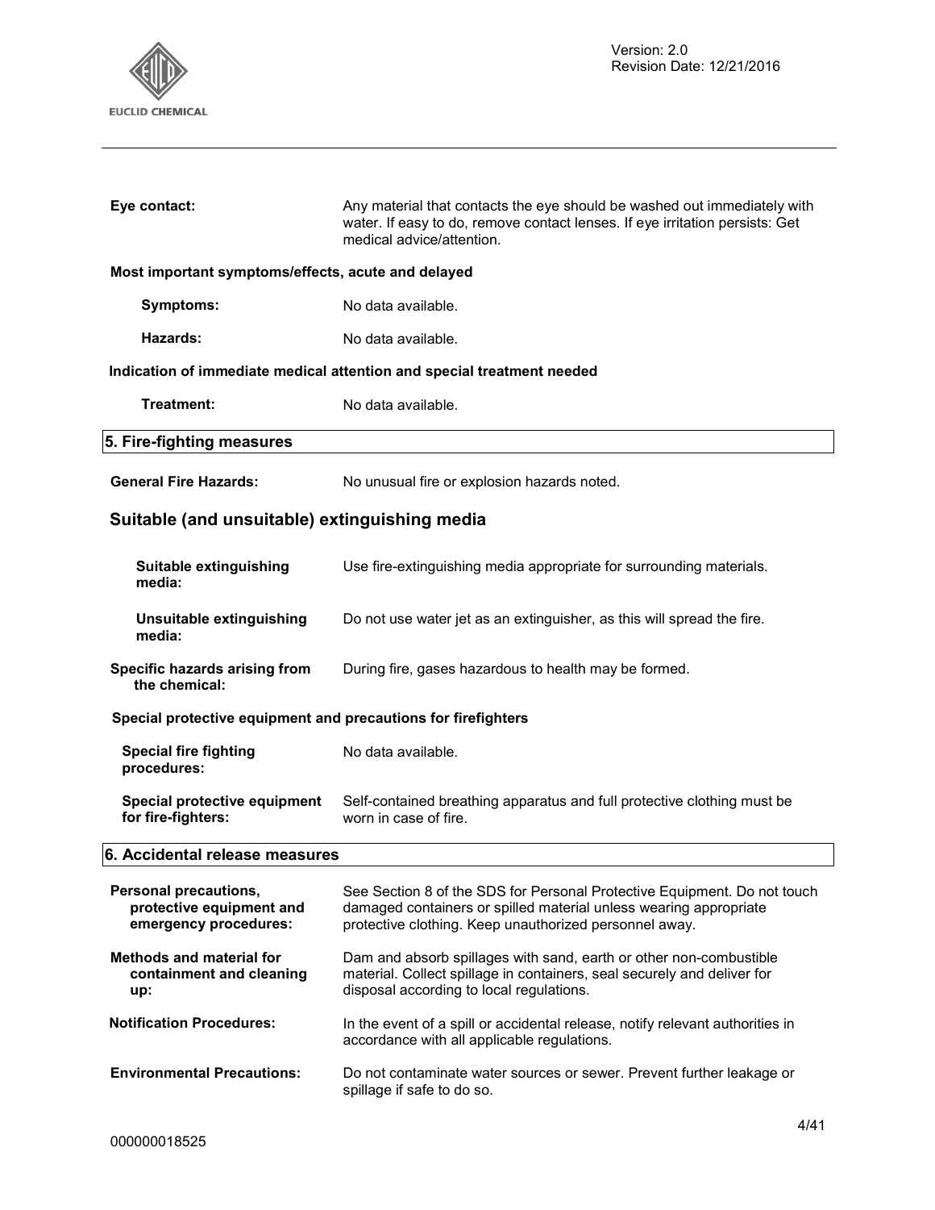**Eye contact:** Any material that contacts the eye should be washed out immediately with water. If easy to do, remove contact lenses. If eye irritation persists: Get medical advice/attention.

**Most important symptoms/effects, acute and delayed**

**Symptoms:** No data available.

**Hazards:** No data available.

**Indication of immediate medical attention and special treatment needed**

**Treatment:** No data available.

## 5. Fire-fighting measures

**General Fire Hazards:** No unusual fire or explosion hazards noted.

### Suitable (and unsuitable) extinguishing media

**Suitable extinguishing media:** Use fire-extinguishing media appropriate for surrounding materials.

**Unsuitable extinguishing media:** Do not use water jet as an extinguisher, as this will spread the fire.

**Specific hazards arising from the chemical:** During fire, gases hazardous to health may be formed.

**Special protective equipment and precautions for firefighters**

**Special fire fighting procedures:** No data available.

**Special protective equipment for fire-fighters:** Self-contained breathing apparatus and full protective clothing must be worn in case of fire.

## 6. Accidental release measures

**Personal precautions, protective equipment and emergency procedures:** See Section 8 of the SDS for Personal Protective Equipment. Do not touch damaged containers or spilled material unless wearing appropriate protective clothing. Keep unauthorized personnel away.

**Methods and material for containment and cleaning up:** Dam and absorb spillages with sand, earth or other non-combustible material. Collect spillage in containers, seal securely and deliver for disposal according to local regulations.

**Notification Procedures:** In the event of a spill or accidental release, notify relevant authorities in accordance with all applicable regulations.

**Environmental Precautions:** Do not contaminate water sources or sewer. Prevent further leakage or spillage if safe to do so.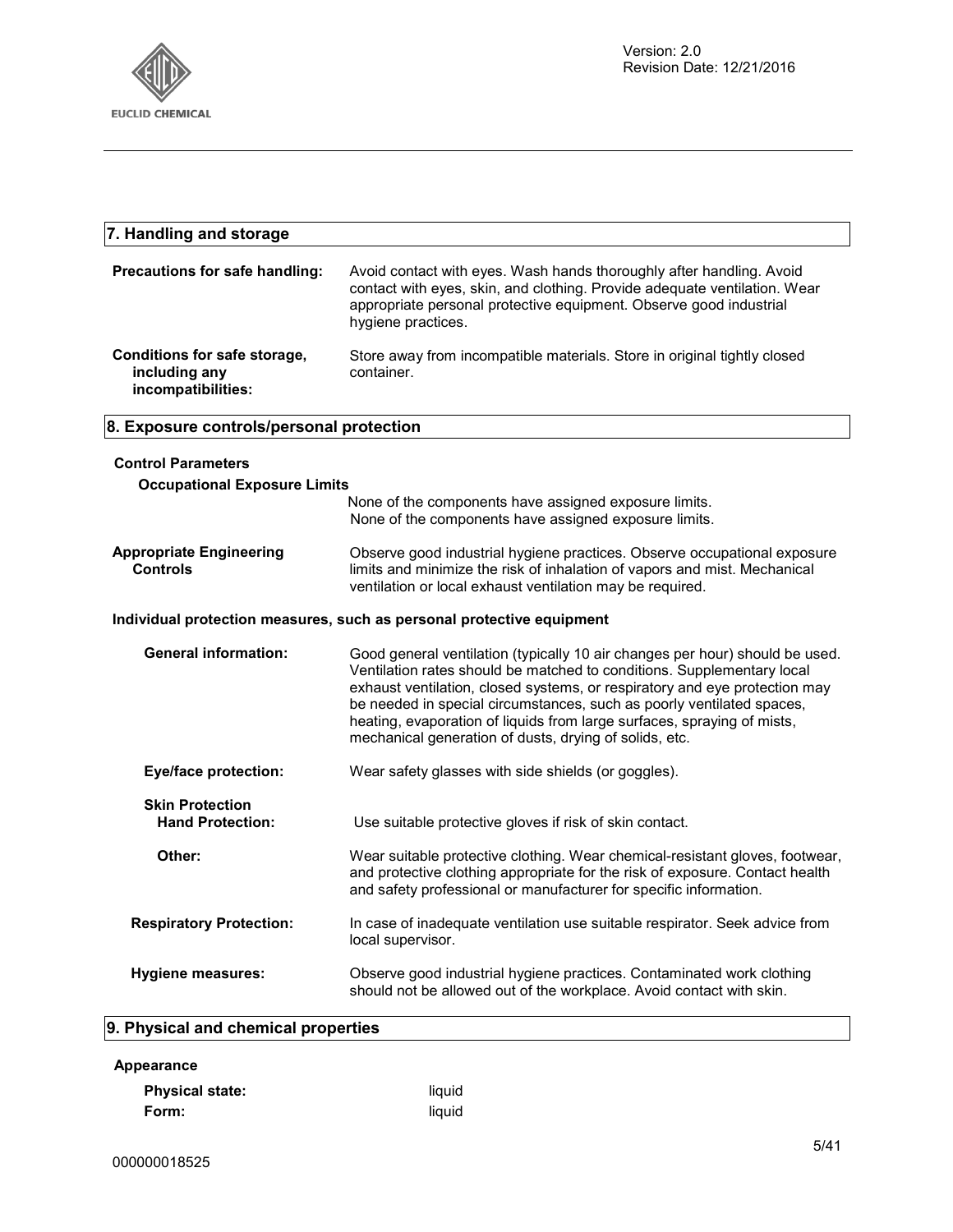## 7. Handling and storage

**Precautions for safe handling:** Avoid contact with eyes. Wash hands thoroughly after handling. Avoid contact with eyes, skin, and clothing. Provide adequate ventilation. Wear appropriate personal protective equipment. Observe good industrial hygiene practices.

**Conditions for safe storage, including any incompatibilities:** Store away from incompatible materials. Store in original tightly closed container.

## 8. Exposure controls/personal protection

**Control Parameters**

**Occupational Exposure Limits**

None of the components have assigned exposure limits.
None of the components have assigned exposure limits.

**Appropriate Engineering Controls** Observe good industrial hygiene practices. Observe occupational exposure limits and minimize the risk of inhalation of vapors and mist. Mechanical ventilation or local exhaust ventilation may be required.

**Individual protection measures, such as personal protective equipment**

**General information:** Good general ventilation (typically 10 air changes per hour) should be used. Ventilation rates should be matched to conditions. Supplementary local exhaust ventilation, closed systems, or respiratory and eye protection may be needed in special circumstances, such as poorly ventilated spaces, heating, evaporation of liquids from large surfaces, spraying of mists, mechanical generation of dusts, drying of solids, etc.

**Eye/face protection:** Wear safety glasses with side shields (or goggles).

**Skin Protection**

**Hand Protection:** Use suitable protective gloves if risk of skin contact.

**Other:** Wear suitable protective clothing. Wear chemical-resistant gloves, footwear, and protective clothing appropriate for the risk of exposure. Contact health and safety professional or manufacturer for specific information.

**Respiratory Protection:** In case of inadequate ventilation use suitable respirator. Seek advice from local supervisor.

**Hygiene measures:** Observe good industrial hygiene practices. Contaminated work clothing should not be allowed out of the workplace. Avoid contact with skin.

## 9. Physical and chemical properties

**Appearance**

**Physical state:** liquid

**Form:** liquid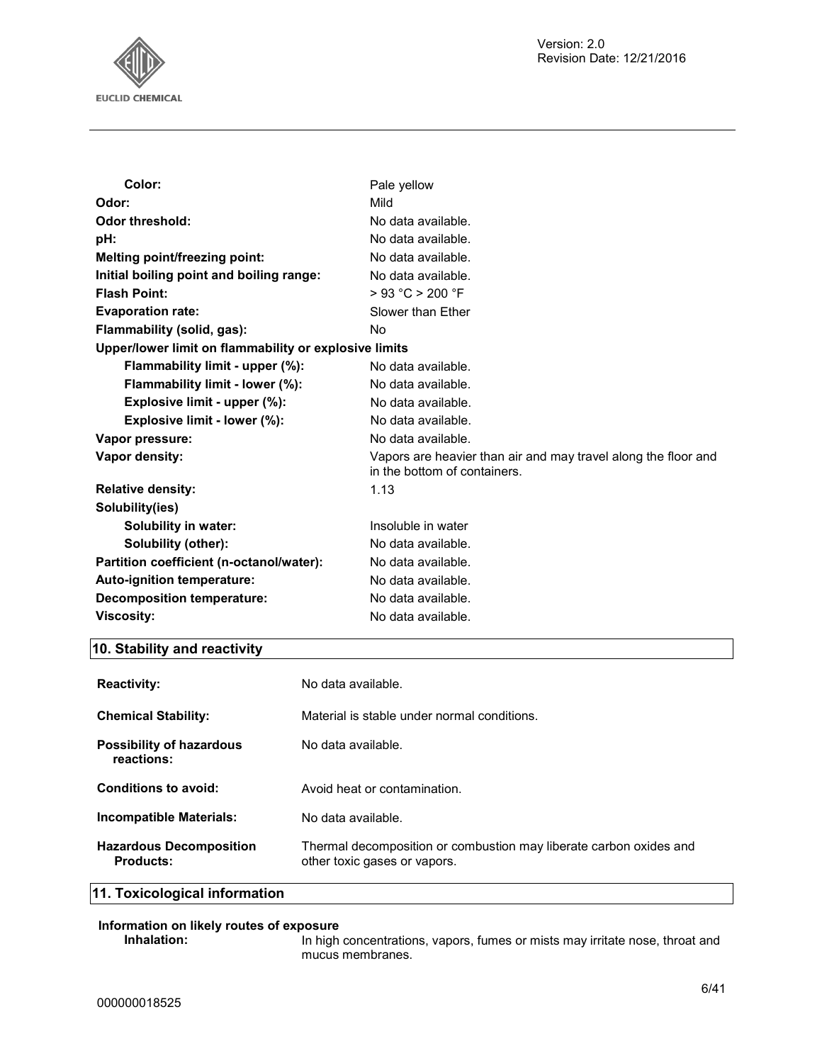| | |
|---|---|
| **Color:** | Pale yellow |
| **Odor:** | Mild |
| **Odor threshold:** | No data available. |
| **pH:** | No data available. |
| **Melting point/freezing point:** | No data available. |
| **Initial boiling point and boiling range:** | No data available. |
| **Flash Point:** | > 93 °C > 200 °F |
| **Evaporation rate:** | Slower than Ether |
| **Flammability (solid, gas):** | No |
| **Upper/lower limit on flammability or explosive limits** | |
| **Flammability limit - upper (%):** | No data available. |
| **Flammability limit - lower (%):** | No data available. |
| **Explosive limit - upper (%):** | No data available. |
| **Explosive limit - lower (%):** | No data available. |
| **Vapor pressure:** | No data available. |
| **Vapor density:** | Vapors are heavier than air and may travel along the floor and in the bottom of containers. |
| **Relative density:** | 1.13 |
| **Solubility(ies)** | |
| **Solubility in water:** | Insoluble in water |
| **Solubility (other):** | No data available. |
| **Partition coefficient (n-octanol/water):** | No data available. |
| **Auto-ignition temperature:** | No data available. |
| **Decomposition temperature:** | No data available. |
| **Viscosity:** | No data available. |

## 10. Stability and reactivity

| | |
|---|---|
| **Reactivity:** | No data available. |
| **Chemical Stability:** | Material is stable under normal conditions. |
| **Possibility of hazardous reactions:** | No data available. |
| **Conditions to avoid:** | Avoid heat or contamination. |
| **Incompatible Materials:** | No data available. |
| **Hazardous Decomposition Products:** | Thermal decomposition or combustion may liberate carbon oxides and other toxic gases or vapors. |

## 11. Toxicological information

**Information on likely routes of exposure**

**Inhalation:** In high concentrations, vapors, fumes or mists may irritate nose, throat and mucus membranes.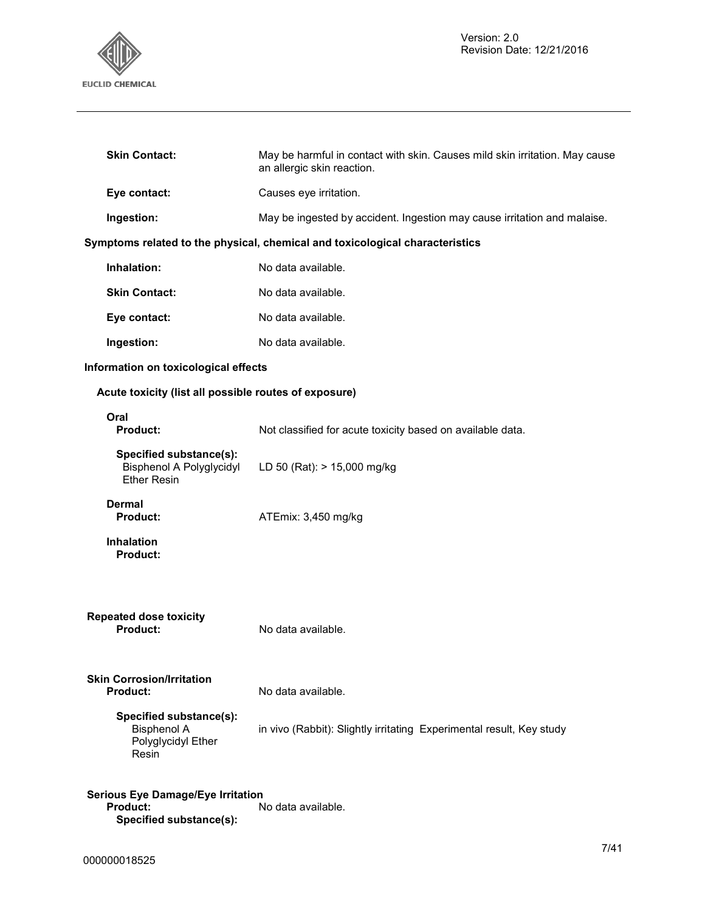**Skin Contact:** May be harmful in contact with skin. Causes mild skin irritation. May cause an allergic skin reaction.

**Eye contact:** Causes eye irritation.

**Ingestion:** May be ingested by accident. Ingestion may cause irritation and malaise.

**Symptoms related to the physical, chemical and toxicological characteristics**

**Inhalation:** No data available.

**Skin Contact:** No data available.

**Eye contact:** No data available.

**Ingestion:** No data available.

**Information on toxicological effects**

**Acute toxicity (list all possible routes of exposure)**

**Oral**

**Product:** Not classified for acute toxicity based on available data.

**Specified substance(s):**
Bisphenol A Polyglycidyl Ether Resin — LD 50 (Rat): > 15,000 mg/kg

**Dermal**

**Product:** ATEmix: 3,450 mg/kg

**Inhalation**

**Product:**

**Repeated dose toxicity**

**Product:** No data available.

**Skin Corrosion/Irritation**

**Product:** No data available.

**Specified substance(s):**
Bisphenol A Polyglycidyl Ether Resin — in vivo (Rabbit): Slightly irritating Experimental result, Key study

**Serious Eye Damage/Eye Irritation**

**Product:** No data available.

**Specified substance(s):**

000000018525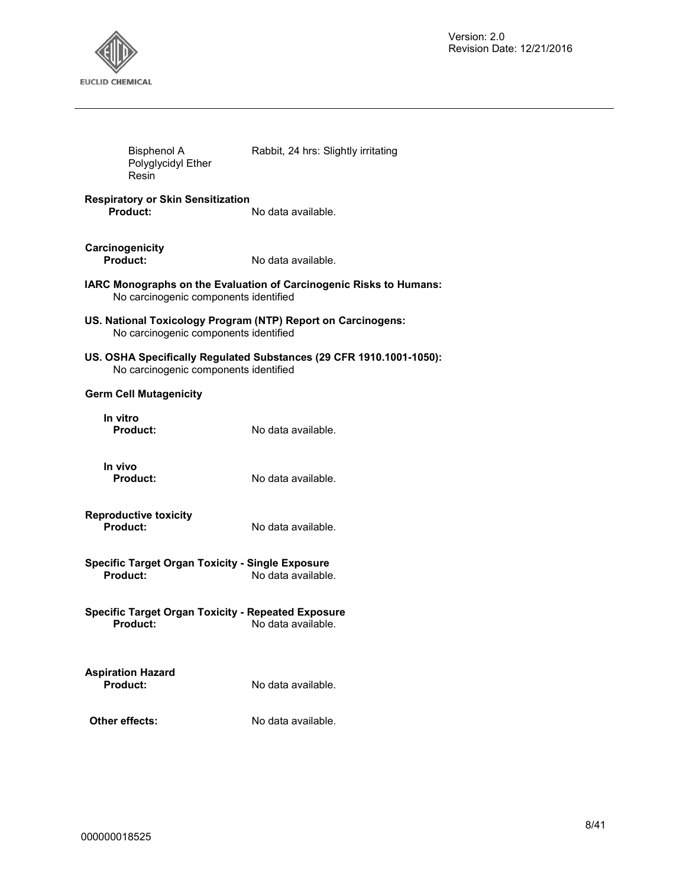Bisphenol A Polyglycidyl Ether Resin    Rabbit, 24 hrs: Slightly irritating

**Respiratory or Skin Sensitization**

**Product:** No data available.

**Carcinogenicity**

**Product:** No data available.

**IARC Monographs on the Evaluation of Carcinogenic Risks to Humans:**

No carcinogenic components identified

**US. National Toxicology Program (NTP) Report on Carcinogens:**

No carcinogenic components identified

**US. OSHA Specifically Regulated Substances (29 CFR 1910.1001-1050):**

No carcinogenic components identified

**Germ Cell Mutagenicity**

**In vitro**

**Product:** No data available.

**In vivo**

**Product:** No data available.

**Reproductive toxicity**

**Product:** No data available.

**Specific Target Organ Toxicity - Single Exposure**

**Product:** No data available.

**Specific Target Organ Toxicity - Repeated Exposure**

**Product:** No data available.

**Aspiration Hazard**

**Product:** No data available.

**Other effects:** No data available.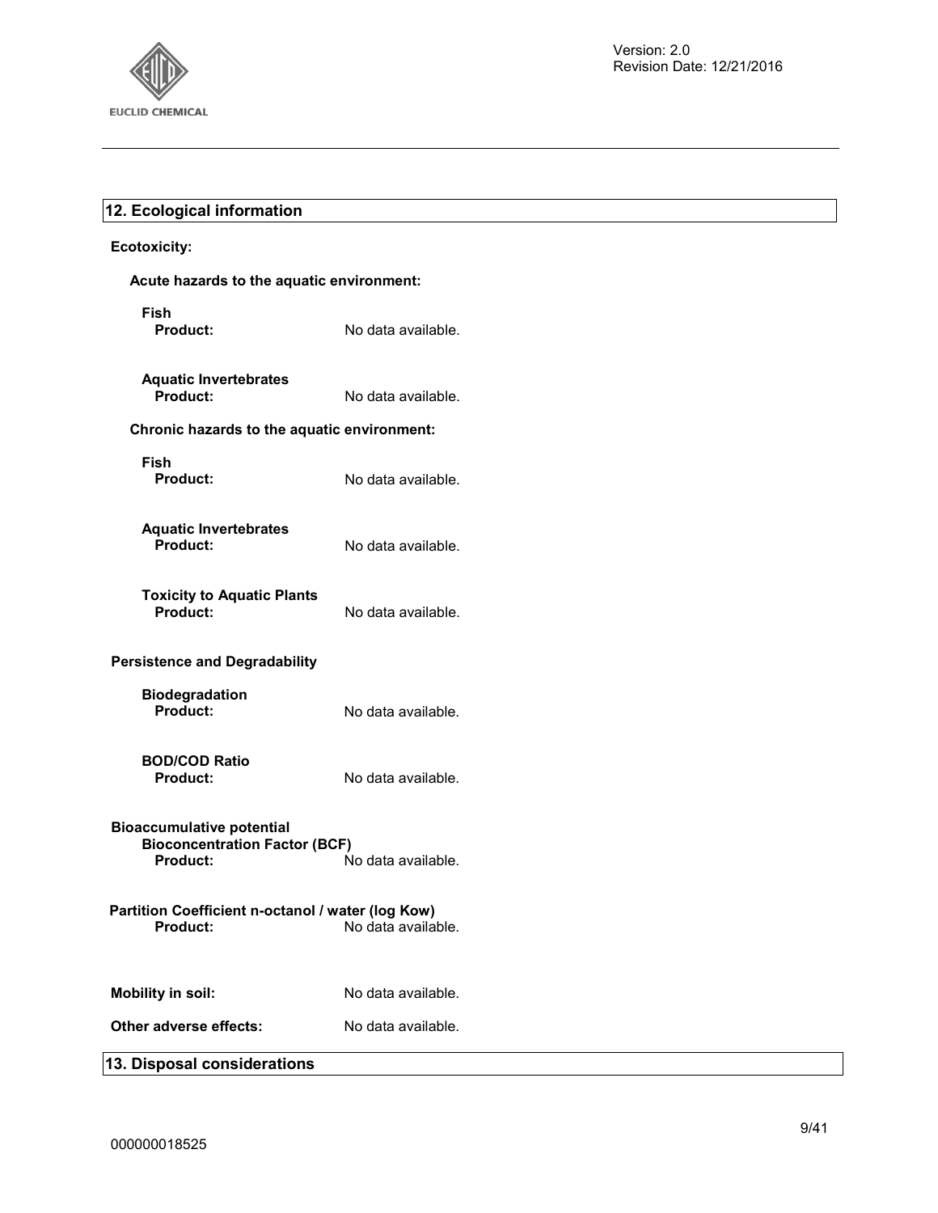## 12. Ecological information

**Ecotoxicity:**

**Acute hazards to the aquatic environment:**

**Fish**
**Product:** No data available.

**Aquatic Invertebrates**
**Product:** No data available.

**Chronic hazards to the aquatic environment:**

**Fish**
**Product:** No data available.

**Aquatic Invertebrates**
**Product:** No data available.

**Toxicity to Aquatic Plants**
**Product:** No data available.

**Persistence and Degradability**

**Biodegradation**
**Product:** No data available.

**BOD/COD Ratio**
**Product:** No data available.

**Bioaccumulative potential**
**Bioconcentration Factor (BCF)**
**Product:** No data available.

**Partition Coefficient n-octanol / water (log Kow)**
**Product:** No data available.

**Mobility in soil:** No data available.

**Other adverse effects:** No data available.

## 13. Disposal considerations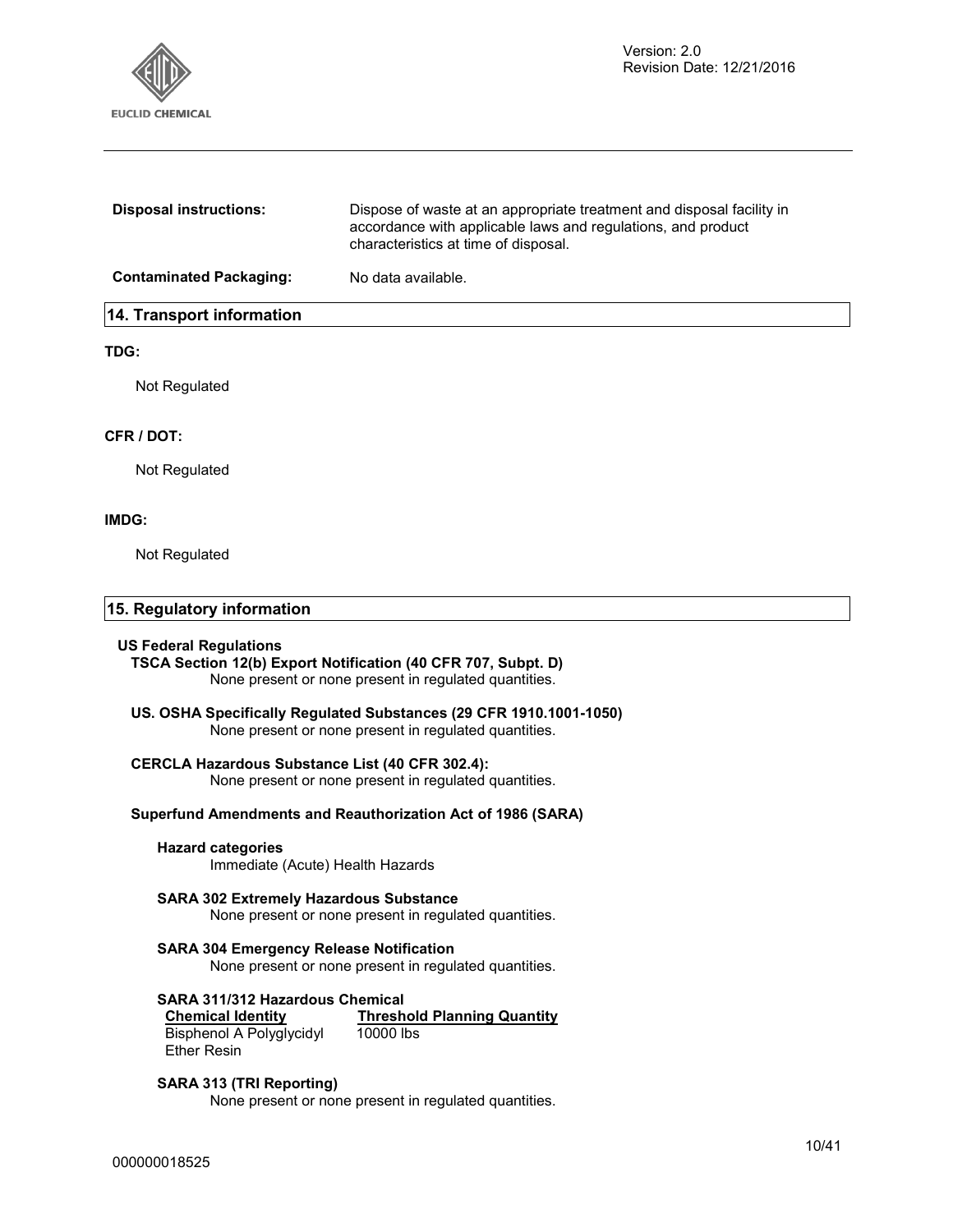**Disposal instructions:** Dispose of waste at an appropriate treatment and disposal facility in accordance with applicable laws and regulations, and product characteristics at time of disposal.

**Contaminated Packaging:** No data available.

## 14. Transport information

**TDG:**

Not Regulated

**CFR / DOT:**

Not Regulated

**IMDG:**

Not Regulated

## 15. Regulatory information

**US Federal Regulations**

**TSCA Section 12(b) Export Notification (40 CFR 707, Subpt. D)**

None present or none present in regulated quantities.

**US. OSHA Specifically Regulated Substances (29 CFR 1910.1001-1050)**

None present or none present in regulated quantities.

**CERCLA Hazardous Substance List (40 CFR 302.4):**

None present or none present in regulated quantities.

**Superfund Amendments and Reauthorization Act of 1986 (SARA)**

**Hazard categories**

Immediate (Acute) Health Hazards

**SARA 302 Extremely Hazardous Substance**

None present or none present in regulated quantities.

**SARA 304 Emergency Release Notification**

None present or none present in regulated quantities.

**SARA 311/312 Hazardous Chemical**

| Chemical Identity | Threshold Planning Quantity |
| --- | --- |
| Bisphenol A Polyglycidyl Ether Resin | 10000 lbs |

**SARA 313 (TRI Reporting)**

None present or none present in regulated quantities.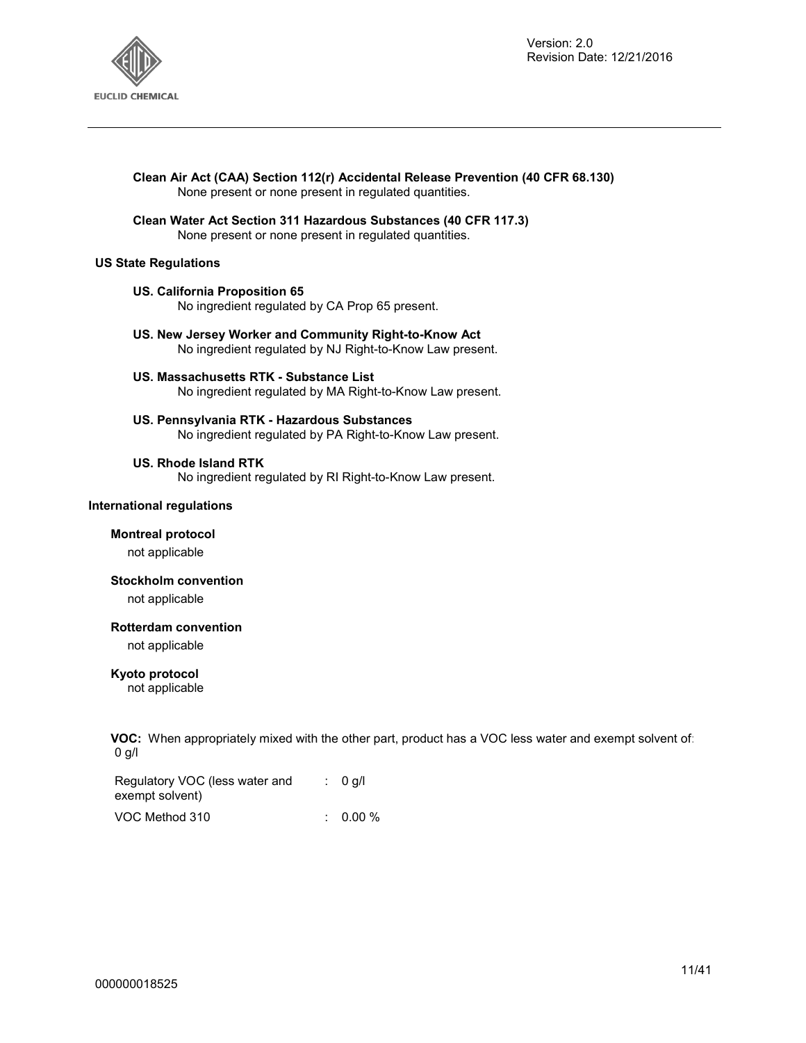**Clean Air Act (CAA) Section 112(r) Accidental Release Prevention (40 CFR 68.130)**
None present or none present in regulated quantities.

**Clean Water Act Section 311 Hazardous Substances (40 CFR 117.3)**
None present or none present in regulated quantities.

### US State Regulations

**US. California Proposition 65**
No ingredient regulated by CA Prop 65 present.

**US. New Jersey Worker and Community Right-to-Know Act**
No ingredient regulated by NJ Right-to-Know Law present.

**US. Massachusetts RTK - Substance List**
No ingredient regulated by MA Right-to-Know Law present.

**US. Pennsylvania RTK - Hazardous Substances**
No ingredient regulated by PA Right-to-Know Law present.

**US. Rhode Island RTK**
No ingredient regulated by RI Right-to-Know Law present.

### International regulations

**Montreal protocol**
not applicable

**Stockholm convention**
not applicable

**Rotterdam convention**
not applicable

**Kyoto protocol**
not applicable

**VOC:** When appropriately mixed with the other part, product has a VOC less water and exempt solvent of: 0 g/l

| | | |
|---|---|---|
| Regulatory VOC (less water and exempt solvent) | : | 0 g/l |
| VOC Method 310 | : | 0.00 % |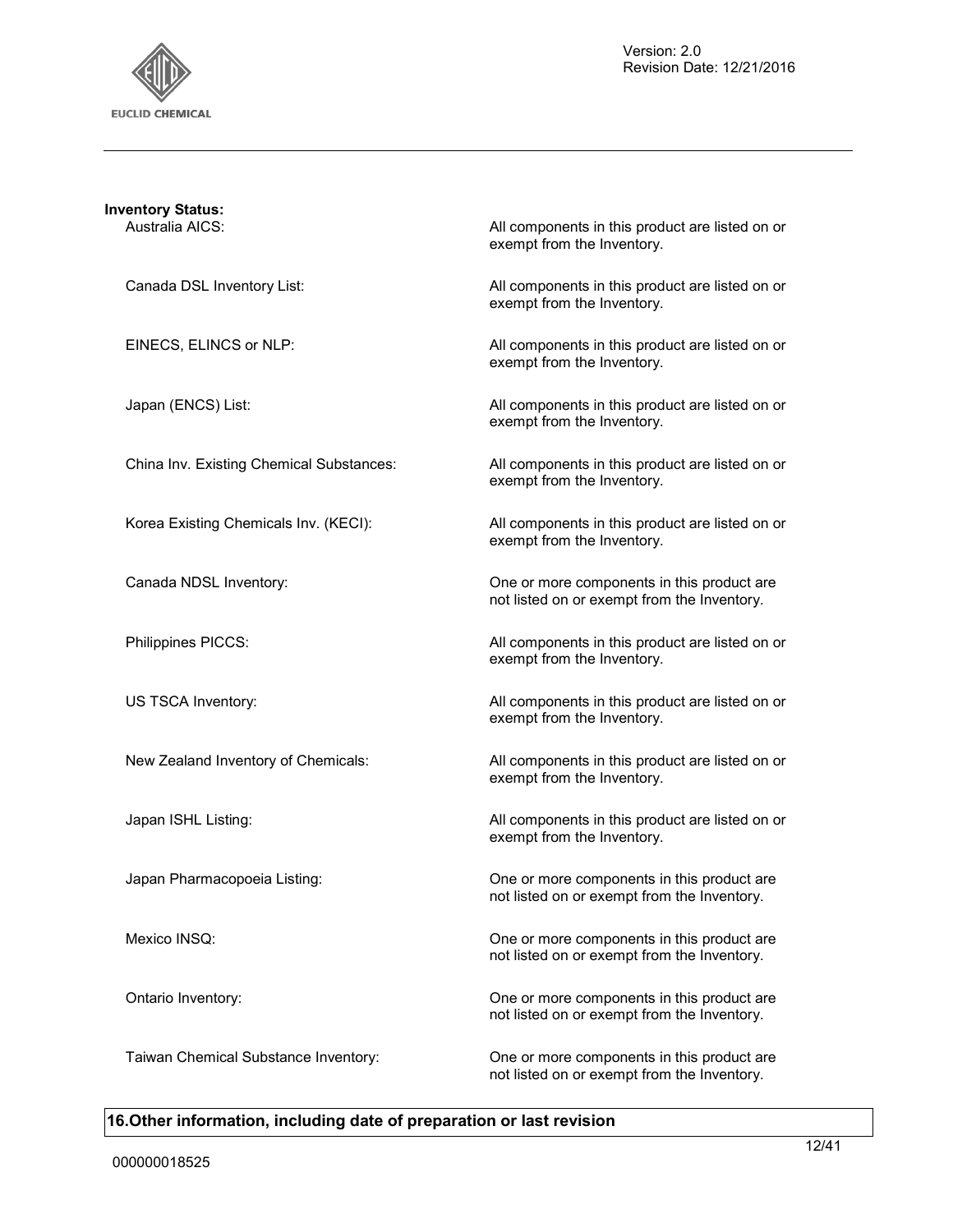**Inventory Status:**

| | |
|---|---|
| Australia AICS: | All components in this product are listed on or exempt from the Inventory. |
| Canada DSL Inventory List: | All components in this product are listed on or exempt from the Inventory. |
| EINECS, ELINCS or NLP: | All components in this product are listed on or exempt from the Inventory. |
| Japan (ENCS) List: | All components in this product are listed on or exempt from the Inventory. |
| China Inv. Existing Chemical Substances: | All components in this product are listed on or exempt from the Inventory. |
| Korea Existing Chemicals Inv. (KECI): | All components in this product are listed on or exempt from the Inventory. |
| Canada NDSL Inventory: | One or more components in this product are not listed on or exempt from the Inventory. |
| Philippines PICCS: | All components in this product are listed on or exempt from the Inventory. |
| US TSCA Inventory: | All components in this product are listed on or exempt from the Inventory. |
| New Zealand Inventory of Chemicals: | All components in this product are listed on or exempt from the Inventory. |
| Japan ISHL Listing: | All components in this product are listed on or exempt from the Inventory. |
| Japan Pharmacopoeia Listing: | One or more components in this product are not listed on or exempt from the Inventory. |
| Mexico INSQ: | One or more components in this product are not listed on or exempt from the Inventory. |
| Ontario Inventory: | One or more components in this product are not listed on or exempt from the Inventory. |
| Taiwan Chemical Substance Inventory: | One or more components in this product are not listed on or exempt from the Inventory. |

## 16.Other information, including date of preparation or last revision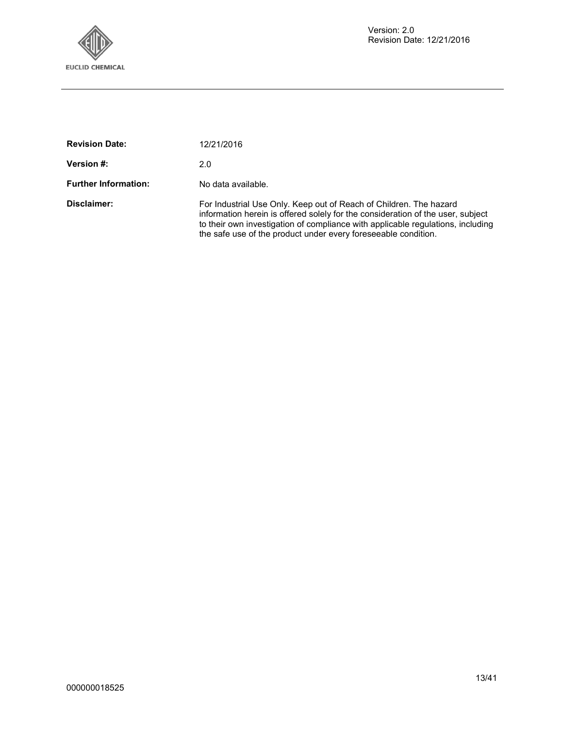**Revision Date:** 12/21/2016

**Version #:** 2.0

**Further Information:** No data available.

**Disclaimer:** For Industrial Use Only. Keep out of Reach of Children. The hazard information herein is offered solely for the consideration of the user, subject to their own investigation of compliance with applicable regulations, including the safe use of the product under every foreseeable condition.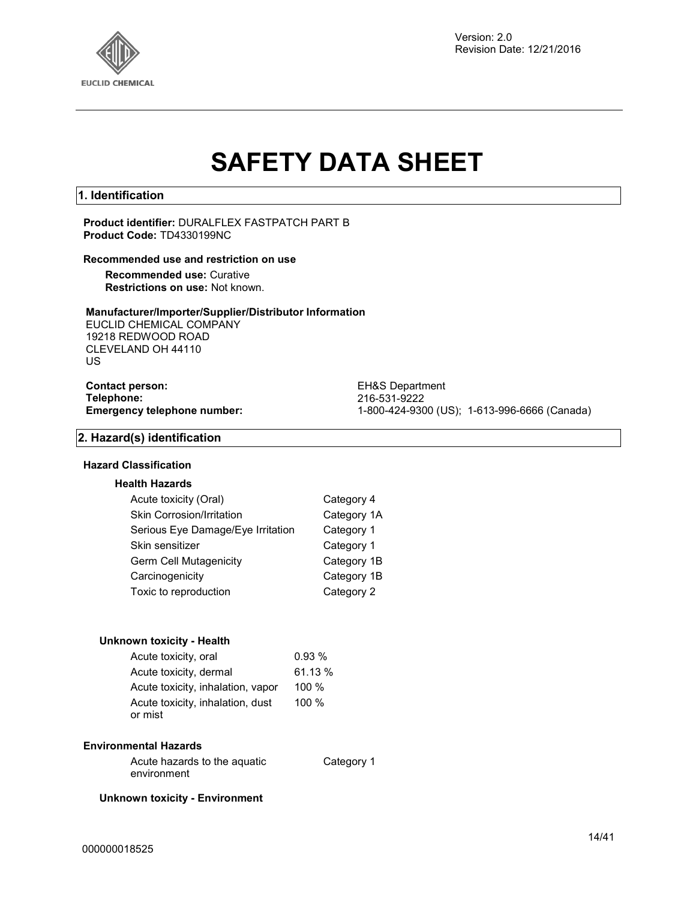Version: 2.0
Revision Date: 12/21/2016

# SAFETY DATA SHEET

## 1. Identification

**Product identifier:** DURALFLEX FASTPATCH PART B
**Product Code:** TD4330199NC

**Recommended use and restriction on use**

**Recommended use:** Curative
**Restrictions on use:** Not known.

**Manufacturer/Importer/Supplier/Distributor Information**
EUCLID CHEMICAL COMPANY
19218 REDWOOD ROAD
CLEVELAND OH 44110
US

| | |
|---|---|
| **Contact person:** | EH&S Department |
| **Telephone:** | 216-531-9222 |
| **Emergency telephone number:** | 1-800-424-9300 (US); 1-613-996-6666 (Canada) |

## 2. Hazard(s) identification

**Hazard Classification**

**Health Hazards**

| | |
|---|---|
| Acute toxicity (Oral) | Category 4 |
| Skin Corrosion/Irritation | Category 1A |
| Serious Eye Damage/Eye Irritation | Category 1 |
| Skin sensitizer | Category 1 |
| Germ Cell Mutagenicity | Category 1B |
| Carcinogenicity | Category 1B |
| Toxic to reproduction | Category 2 |

**Unknown toxicity - Health**

| | |
|---|---|
| Acute toxicity, oral | 0.93 % |
| Acute toxicity, dermal | 61.13 % |
| Acute toxicity, inhalation, vapor | 100 % |
| Acute toxicity, inhalation, dust or mist | 100 % |

**Environmental Hazards**

| | |
|---|---|
| Acute hazards to the aquatic environment | Category 1 |

**Unknown toxicity - Environment**

000000018525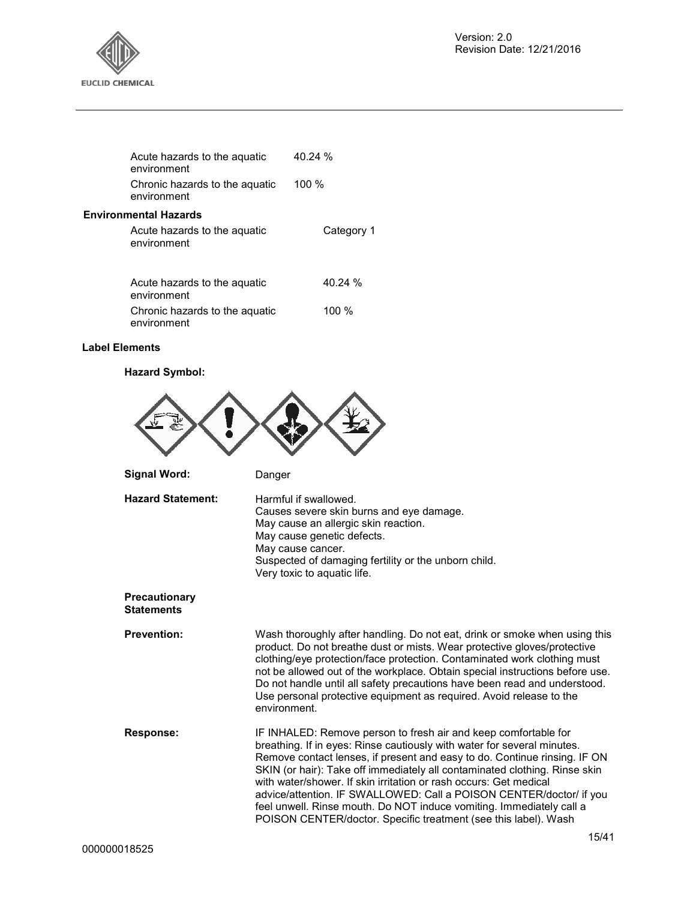| | |
|---|---|
| Acute hazards to the aquatic environment | 40.24 % |
| Chronic hazards to the aquatic environment | 100 % |

**Environmental Hazards**

| | |
|---|---|
| Acute hazards to the aquatic environment | Category 1 |
| Acute hazards to the aquatic environment | 40.24 % |
| Chronic hazards to the aquatic environment | 100 % |

**Label Elements**

**Hazard Symbol:**

**Signal Word:** Danger

**Hazard Statement:** Harmful if swallowed.
Causes severe skin burns and eye damage.
May cause an allergic skin reaction.
May cause genetic defects.
May cause cancer.
Suspected of damaging fertility or the unborn child.
Very toxic to aquatic life.

**Precautionary Statements**

**Prevention:** Wash thoroughly after handling. Do not eat, drink or smoke when using this product. Do not breathe dust or mists. Wear protective gloves/protective clothing/eye protection/face protection. Contaminated work clothing must not be allowed out of the workplace. Obtain special instructions before use. Do not handle until all safety precautions have been read and understood. Use personal protective equipment as required. Avoid release to the environment.

**Response:** IF INHALED: Remove person to fresh air and keep comfortable for breathing. If in eyes: Rinse cautiously with water for several minutes. Remove contact lenses, if present and easy to do. Continue rinsing. IF ON SKIN (or hair): Take off immediately all contaminated clothing. Rinse skin with water/shower. If skin irritation or rash occurs: Get medical advice/attention. IF SWALLOWED: Call a POISON CENTER/doctor/ if you feel unwell. Rinse mouth. Do NOT induce vomiting. Immediately call a POISON CENTER/doctor. Specific treatment (see this label). Wash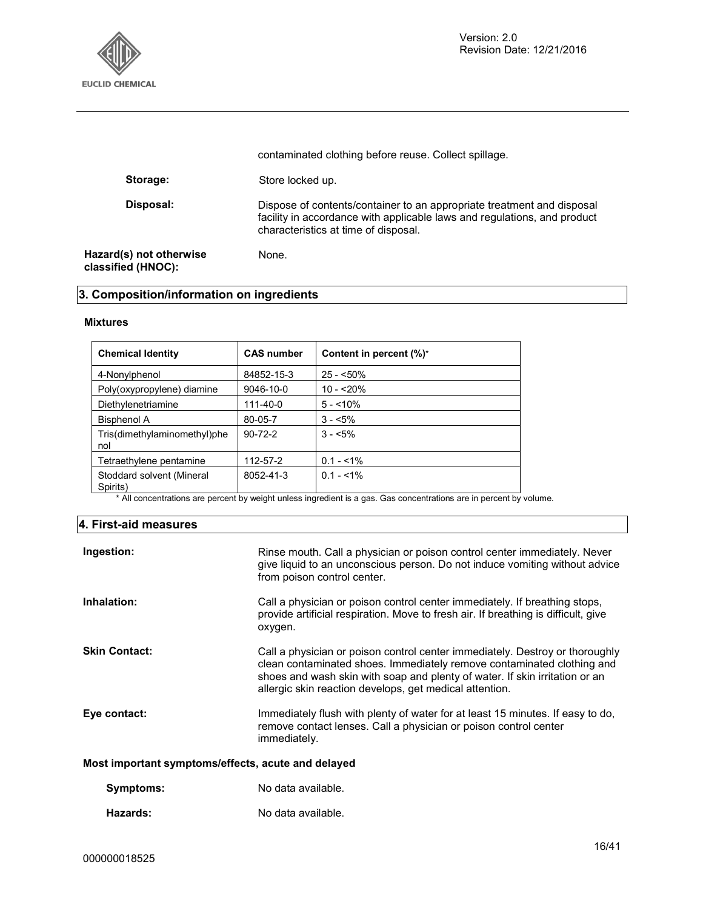contaminated clothing before reuse. Collect spillage.

**Storage:** Store locked up.

**Disposal:** Dispose of contents/container to an appropriate treatment and disposal facility in accordance with applicable laws and regulations, and product characteristics at time of disposal.

**Hazard(s) not otherwise classified (HNOC):** None.

## 3. Composition/information on ingredients

### Mixtures

| Chemical Identity | CAS number | Content in percent (%)* |
|---|---|---|
| 4-Nonylphenol | 84852-15-3 | 25 - <50% |
| Poly(oxypropylene) diamine | 9046-10-0 | 10 - <20% |
| Diethylenetriamine | 111-40-0 | 5 - <10% |
| Bisphenol A | 80-05-7 | 3 - <5% |
| Tris(dimethylaminomethyl)phenol | 90-72-2 | 3 - <5% |
| Tetraethylene pentamine | 112-57-2 | 0.1 - <1% |
| Stoddard solvent (Mineral Spirits) | 8052-41-3 | 0.1 - <1% |

* All concentrations are percent by weight unless ingredient is a gas. Gas concentrations are in percent by volume.

## 4. First-aid measures

**Ingestion:** Rinse mouth. Call a physician or poison control center immediately. Never give liquid to an unconscious person. Do not induce vomiting without advice from poison control center.

**Inhalation:** Call a physician or poison control center immediately. If breathing stops, provide artificial respiration. Move to fresh air. If breathing is difficult, give oxygen.

**Skin Contact:** Call a physician or poison control center immediately. Destroy or thoroughly clean contaminated shoes. Immediately remove contaminated clothing and shoes and wash skin with soap and plenty of water. If skin irritation or an allergic skin reaction develops, get medical attention.

**Eye contact:** Immediately flush with plenty of water for at least 15 minutes. If easy to do, remove contact lenses. Call a physician or poison control center immediately.

### Most important symptoms/effects, acute and delayed

**Symptoms:** No data available.

**Hazards:** No data available.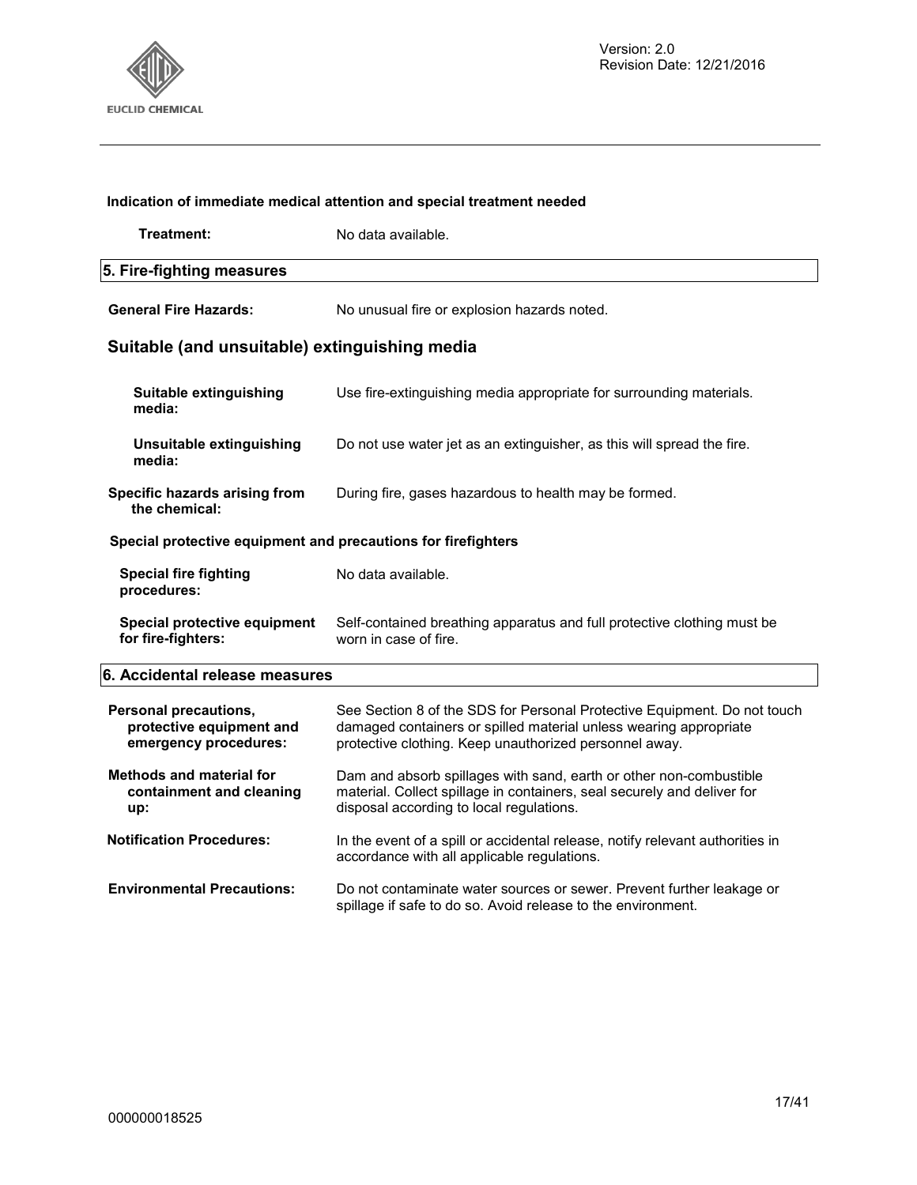**Indication of immediate medical attention and special treatment needed**

**Treatment:** No data available.

## 5. Fire-fighting measures

**General Fire Hazards:** No unusual fire or explosion hazards noted.

### Suitable (and unsuitable) extinguishing media

**Suitable extinguishing media:** Use fire-extinguishing media appropriate for surrounding materials.

**Unsuitable extinguishing media:** Do not use water jet as an extinguisher, as this will spread the fire.

**Specific hazards arising from the chemical:** During fire, gases hazardous to health may be formed.

**Special protective equipment and precautions for firefighters**

**Special fire fighting procedures:** No data available.

**Special protective equipment for fire-fighters:** Self-contained breathing apparatus and full protective clothing must be worn in case of fire.

## 6. Accidental release measures

**Personal precautions, protective equipment and emergency procedures:** See Section 8 of the SDS for Personal Protective Equipment. Do not touch damaged containers or spilled material unless wearing appropriate protective clothing. Keep unauthorized personnel away.

**Methods and material for containment and cleaning up:** Dam and absorb spillages with sand, earth or other non-combustible material. Collect spillage in containers, seal securely and deliver for disposal according to local regulations.

**Notification Procedures:** In the event of a spill or accidental release, notify relevant authorities in accordance with all applicable regulations.

**Environmental Precautions:** Do not contaminate water sources or sewer. Prevent further leakage or spillage if safe to do so. Avoid release to the environment.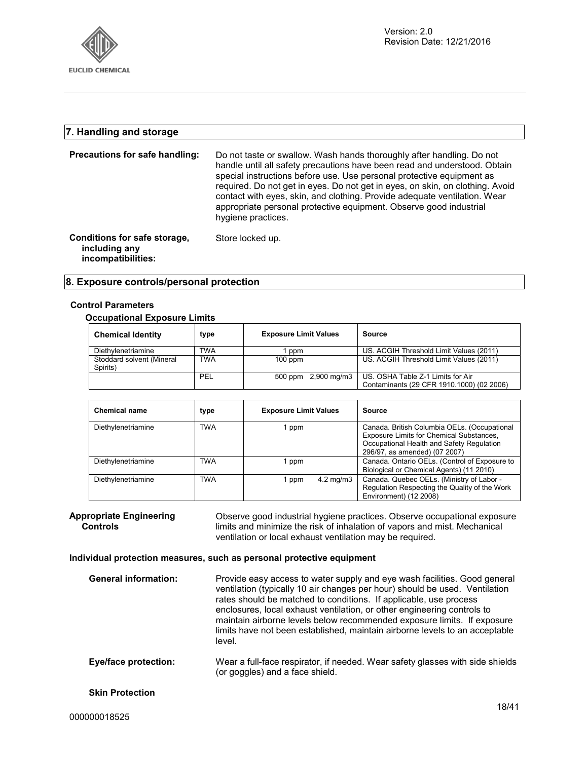## 7. Handling and storage

**Precautions for safe handling:** Do not taste or swallow. Wash hands thoroughly after handling. Do not handle until all safety precautions have been read and understood. Obtain special instructions before use. Use personal protective equipment as required. Do not get in eyes. Do not get in eyes, on skin, on clothing. Avoid contact with eyes, skin, and clothing. Provide adequate ventilation. Wear appropriate personal protective equipment. Observe good industrial hygiene practices.

**Conditions for safe storage, including any incompatibilities:** Store locked up.

## 8. Exposure controls/personal protection

### Control Parameters

#### Occupational Exposure Limits

| Chemical Identity | type | Exposure Limit Values | Source |
|---|---|---|---|
| Diethylenetriamine | TWA | 1 ppm | US. ACGIH Threshold Limit Values (2011) |
| Stoddard solvent (Mineral Spirits) | TWA | 100 ppm | US. ACGIH Threshold Limit Values (2011) |
| | PEL | 500 ppm 2,900 mg/m3 | US. OSHA Table Z-1 Limits for Air Contaminants (29 CFR 1910.1000) (02 2006) |

| Chemical name | type | Exposure Limit Values | Source |
|---|---|---|---|
| Diethylenetriamine | TWA | 1 ppm | Canada. British Columbia OELs. (Occupational Exposure Limits for Chemical Substances, Occupational Health and Safety Regulation 296/97, as amended) (07 2007) |
| Diethylenetriamine | TWA | 1 ppm | Canada. Ontario OELs. (Control of Exposure to Biological or Chemical Agents) (11 2010) |
| Diethylenetriamine | TWA | 1 ppm 4.2 mg/m3 | Canada. Quebec OELs. (Ministry of Labor - Regulation Respecting the Quality of the Work Environment) (12 2008) |

**Appropriate Engineering Controls:** Observe good industrial hygiene practices. Observe occupational exposure limits and minimize the risk of inhalation of vapors and mist. Mechanical ventilation or local exhaust ventilation may be required.

### Individual protection measures, such as personal protective equipment

**General information:** Provide easy access to water supply and eye wash facilities. Good general ventilation (typically 10 air changes per hour) should be used. Ventilation rates should be matched to conditions. If applicable, use process enclosures, local exhaust ventilation, or other engineering controls to maintain airborne levels below recommended exposure limits. If exposure limits have not been established, maintain airborne levels to an acceptable level.

**Eye/face protection:** Wear a full-face respirator, if needed. Wear safety glasses with side shields (or goggles) and a face shield.

**Skin Protection**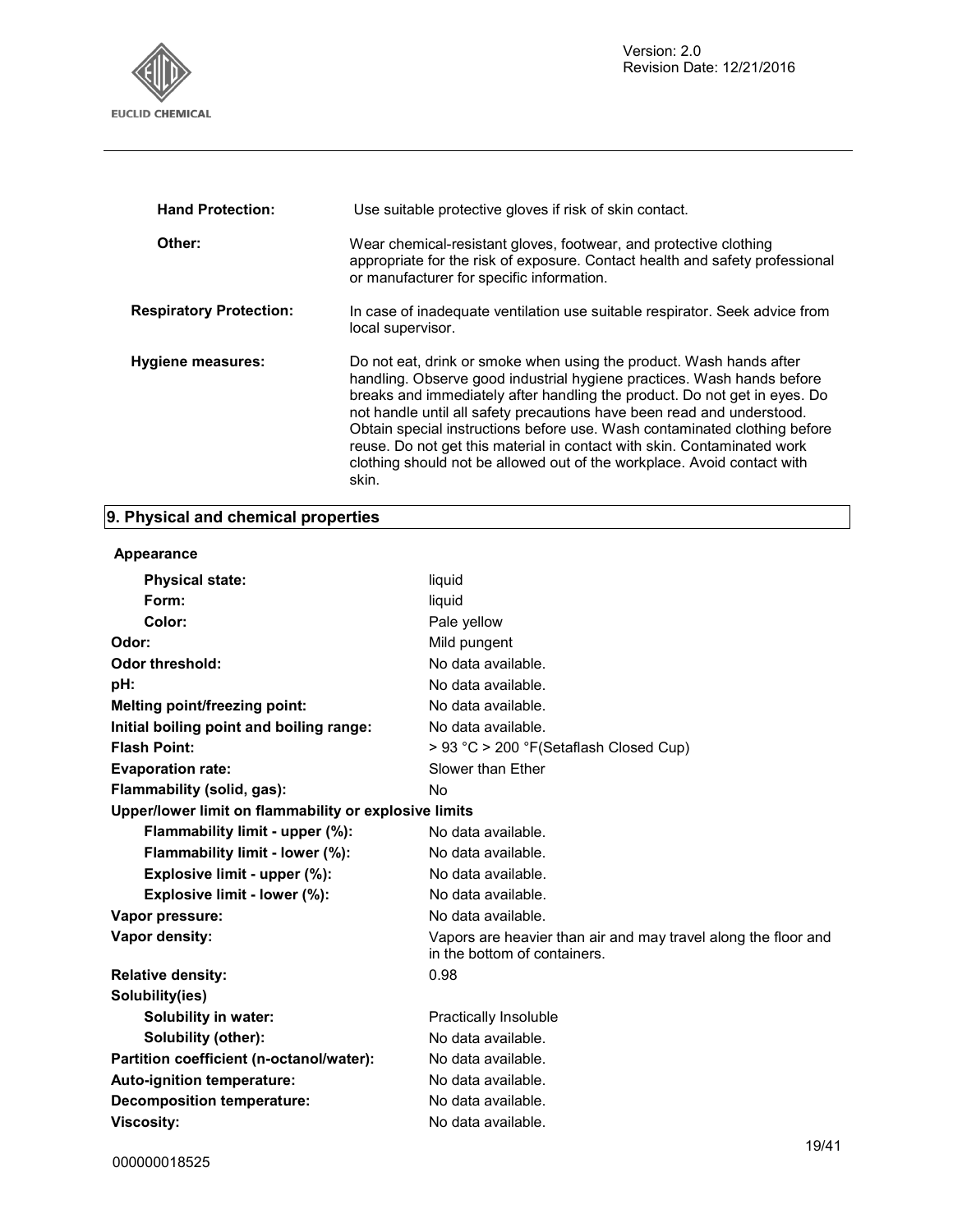| | |
|---|---|
| **Hand Protection:** | Use suitable protective gloves if risk of skin contact. |
| **Other:** | Wear chemical-resistant gloves, footwear, and protective clothing appropriate for the risk of exposure. Contact health and safety professional or manufacturer for specific information. |
| **Respiratory Protection:** | In case of inadequate ventilation use suitable respirator. Seek advice from local supervisor. |
| **Hygiene measures:** | Do not eat, drink or smoke when using the product. Wash hands after handling. Observe good industrial hygiene practices. Wash hands before breaks and immediately after handling the product. Do not get in eyes. Do not handle until all safety precautions have been read and understood. Obtain special instructions before use. Wash contaminated clothing before reuse. Do not get this material in contact with skin. Contaminated work clothing should not be allowed out of the workplace. Avoid contact with skin. |

## 9. Physical and chemical properties

**Appearance**

| | |
|---|---|
| **Physical state:** | liquid |
| **Form:** | liquid |
| **Color:** | Pale yellow |
| **Odor:** | Mild pungent |
| **Odor threshold:** | No data available. |
| **pH:** | No data available. |
| **Melting point/freezing point:** | No data available. |
| **Initial boiling point and boiling range:** | No data available. |
| **Flash Point:** | > 93 °C > 200 °F(Setaflash Closed Cup) |
| **Evaporation rate:** | Slower than Ether |
| **Flammability (solid, gas):** | No |
| **Upper/lower limit on flammability or explosive limits** | |
| **Flammability limit - upper (%):** | No data available. |
| **Flammability limit - lower (%):** | No data available. |
| **Explosive limit - upper (%):** | No data available. |
| **Explosive limit - lower (%):** | No data available. |
| **Vapor pressure:** | No data available. |
| **Vapor density:** | Vapors are heavier than air and may travel along the floor and in the bottom of containers. |
| **Relative density:** | 0.98 |
| **Solubility(ies)** | |
| **Solubility in water:** | Practically Insoluble |
| **Solubility (other):** | No data available. |
| **Partition coefficient (n-octanol/water):** | No data available. |
| **Auto-ignition temperature:** | No data available. |
| **Decomposition temperature:** | No data available. |
| **Viscosity:** | No data available. |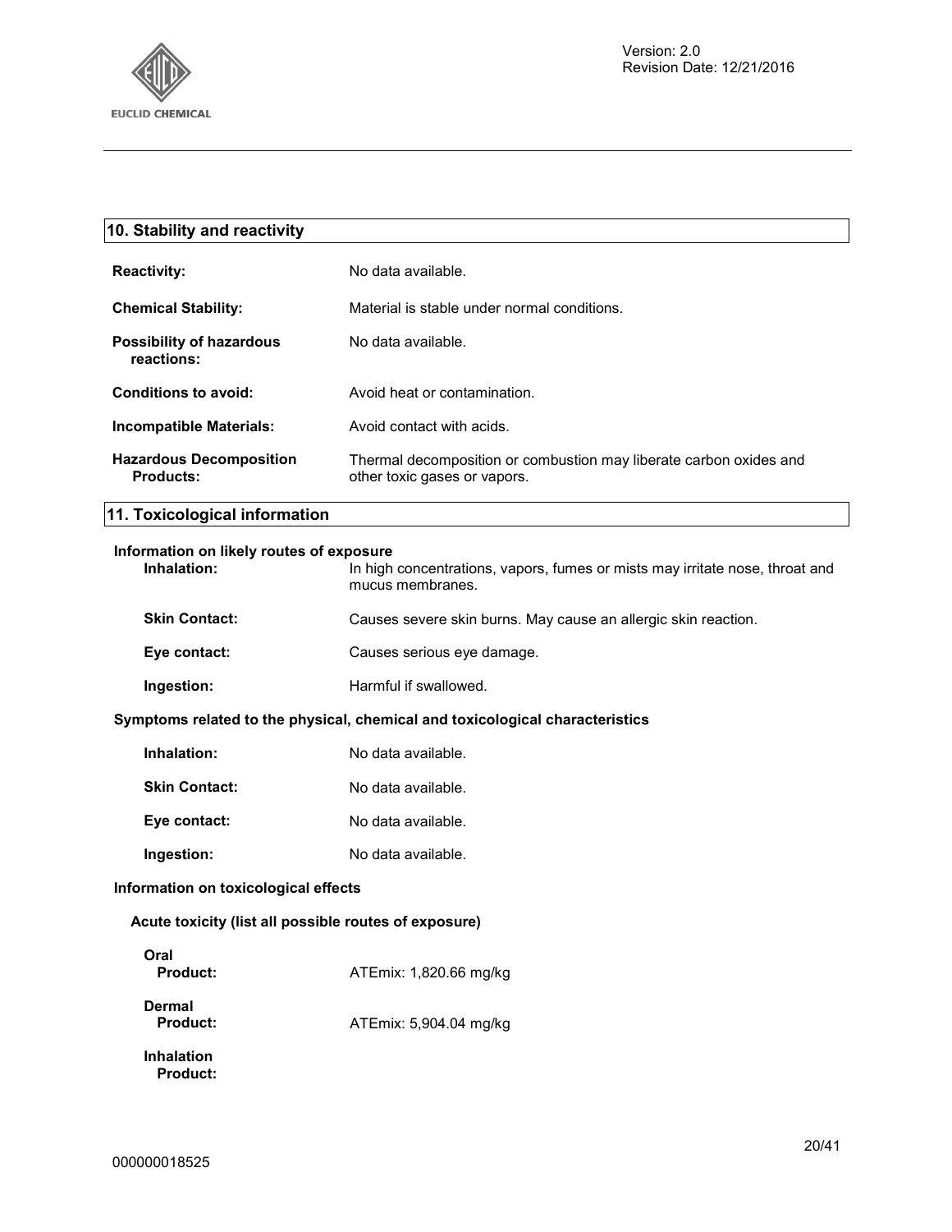## 10. Stability and reactivity

**Reactivity:** No data available.

**Chemical Stability:** Material is stable under normal conditions.

**Possibility of hazardous reactions:** No data available.

**Conditions to avoid:** Avoid heat or contamination.

**Incompatible Materials:** Avoid contact with acids.

**Hazardous Decomposition Products:** Thermal decomposition or combustion may liberate carbon oxides and other toxic gases or vapors.

## 11. Toxicological information

### Information on likely routes of exposure

**Inhalation:** In high concentrations, vapors, fumes or mists may irritate nose, throat and mucus membranes.

**Skin Contact:** Causes severe skin burns. May cause an allergic skin reaction.

**Eye contact:** Causes serious eye damage.

**Ingestion:** Harmful if swallowed.

### Symptoms related to the physical, chemical and toxicological characteristics

**Inhalation:** No data available.

**Skin Contact:** No data available.

**Eye contact:** No data available.

**Ingestion:** No data available.

### Information on toxicological effects

#### Acute toxicity (list all possible routes of exposure)

**Oral**
**Product:** ATEmix: 1,820.66 mg/kg

**Dermal**
**Product:** ATEmix: 5,904.04 mg/kg

**Inhalation**
**Product:**

000000018525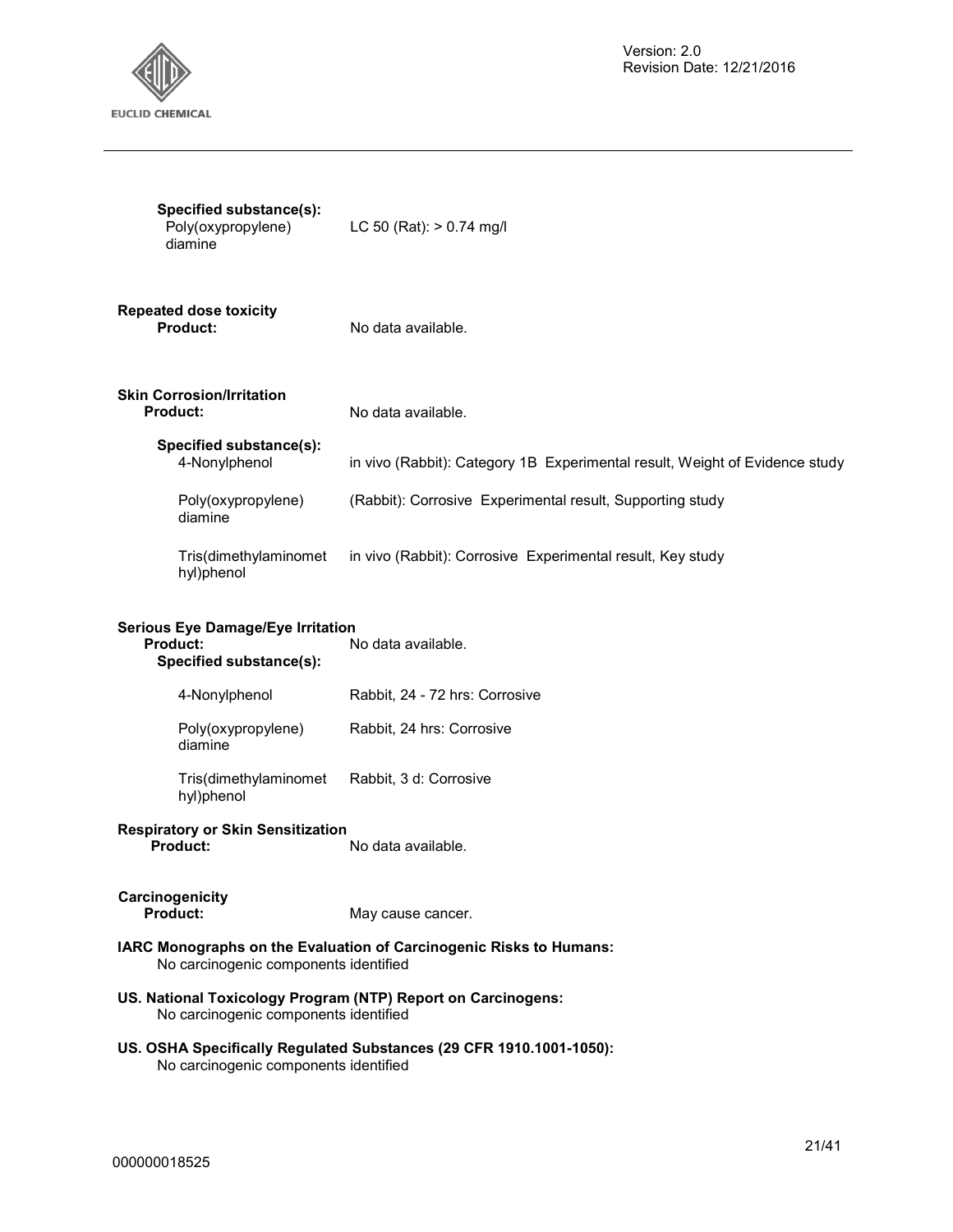**Specified substance(s):**

| | |
|---|---|
| Poly(oxypropylene) diamine | LC 50 (Rat): > 0.74 mg/l |

**Repeated dose toxicity**

**Product:** No data available.

**Skin Corrosion/Irritation**

**Product:** No data available.

**Specified substance(s):**

| | |
|---|---|
| 4-Nonylphenol | in vivo (Rabbit): Category 1B Experimental result, Weight of Evidence study |
| Poly(oxypropylene) diamine | (Rabbit): Corrosive Experimental result, Supporting study |
| Tris(dimethylaminomethyl)phenol | in vivo (Rabbit): Corrosive Experimental result, Key study |

**Serious Eye Damage/Eye Irritation**

**Product:** No data available.

**Specified substance(s):**

| | |
|---|---|
| 4-Nonylphenol | Rabbit, 24 - 72 hrs: Corrosive |
| Poly(oxypropylene) diamine | Rabbit, 24 hrs: Corrosive |
| Tris(dimethylaminomethyl)phenol | Rabbit, 3 d: Corrosive |

**Respiratory or Skin Sensitization**

**Product:** No data available.

**Carcinogenicity**

**Product:** May cause cancer.

**IARC Monographs on the Evaluation of Carcinogenic Risks to Humans:**
No carcinogenic components identified

**US. National Toxicology Program (NTP) Report on Carcinogens:**
No carcinogenic components identified

**US. OSHA Specifically Regulated Substances (29 CFR 1910.1001-1050):**
No carcinogenic components identified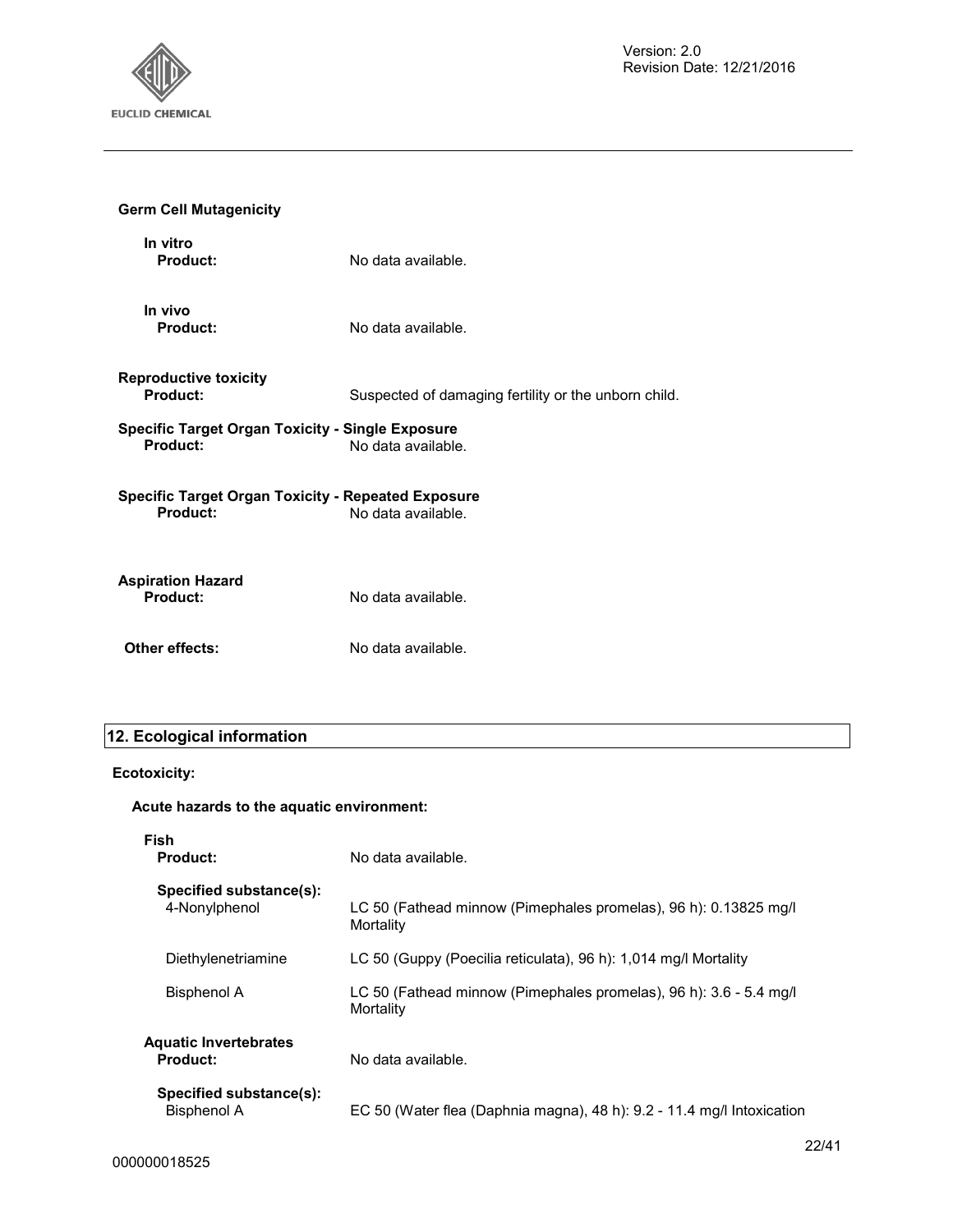**Germ Cell Mutagenicity**

**In vitro**

| | |
|---|---|
| **Product:** | No data available. |

**In vivo**

| | |
|---|---|
| **Product:** | No data available. |

**Reproductive toxicity**

| | |
|---|---|
| **Product:** | Suspected of damaging fertility or the unborn child. |

**Specific Target Organ Toxicity - Single Exposure**

| | |
|---|---|
| **Product:** | No data available. |

**Specific Target Organ Toxicity - Repeated Exposure**

| | |
|---|---|
| **Product:** | No data available. |

**Aspiration Hazard**

| | |
|---|---|
| **Product:** | No data available. |

| | |
|---|---|
| **Other effects:** | No data available. |

## 12. Ecological information

**Ecotoxicity:**

**Acute hazards to the aquatic environment:**

**Fish**

| | |
|---|---|
| **Product:** | No data available. |
| **Specified substance(s):** | |
| 4-Nonylphenol | LC 50 (Fathead minnow (Pimephales promelas), 96 h): 0.13825 mg/l Mortality |
| Diethylenetriamine | LC 50 (Guppy (Poecilia reticulata), 96 h): 1,014 mg/l Mortality |
| Bisphenol A | LC 50 (Fathead minnow (Pimephales promelas), 96 h): 3.6 - 5.4 mg/l Mortality |

**Aquatic Invertebrates**

| | |
|---|---|
| **Product:** | No data available. |
| **Specified substance(s):** | |
| Bisphenol A | EC 50 (Water flea (Daphnia magna), 48 h): 9.2 - 11.4 mg/l Intoxication |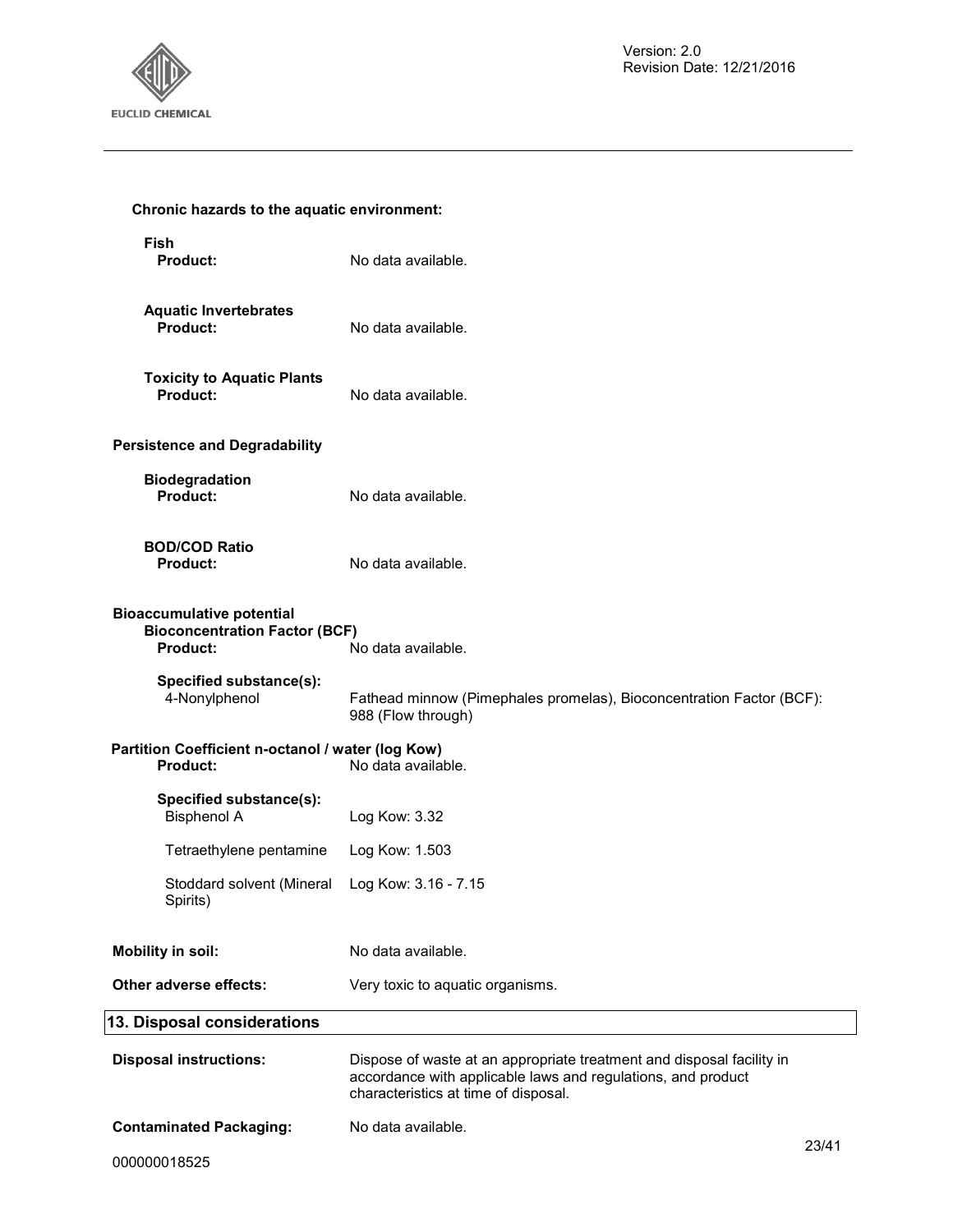**Chronic hazards to the aquatic environment:**

**Fish**

**Product:** No data available.

**Aquatic Invertebrates**

**Product:** No data available.

**Toxicity to Aquatic Plants**

**Product:** No data available.

**Persistence and Degradability**

**Biodegradation**

**Product:** No data available.

**BOD/COD Ratio**

**Product:** No data available.

**Bioaccumulative potential**

**Bioconcentration Factor (BCF)**

**Product:** No data available.

**Specified substance(s):**

4-Nonylphenol — Fathead minnow (Pimephales promelas), Bioconcentration Factor (BCF): 988 (Flow through)

**Partition Coefficient n-octanol / water (log Kow)**

**Product:** No data available.

**Specified substance(s):**

| Substance | Value |
|---|---|
| Bisphenol A | Log Kow: 3.32 |
| Tetraethylene pentamine | Log Kow: 1.503 |
| Stoddard solvent (Mineral Spirits) | Log Kow: 3.16 - 7.15 |

**Mobility in soil:** No data available.

**Other adverse effects:** Very toxic to aquatic organisms.

## 13. Disposal considerations

**Disposal instructions:** Dispose of waste at an appropriate treatment and disposal facility in accordance with applicable laws and regulations, and product characteristics at time of disposal.

**Contaminated Packaging:** No data available.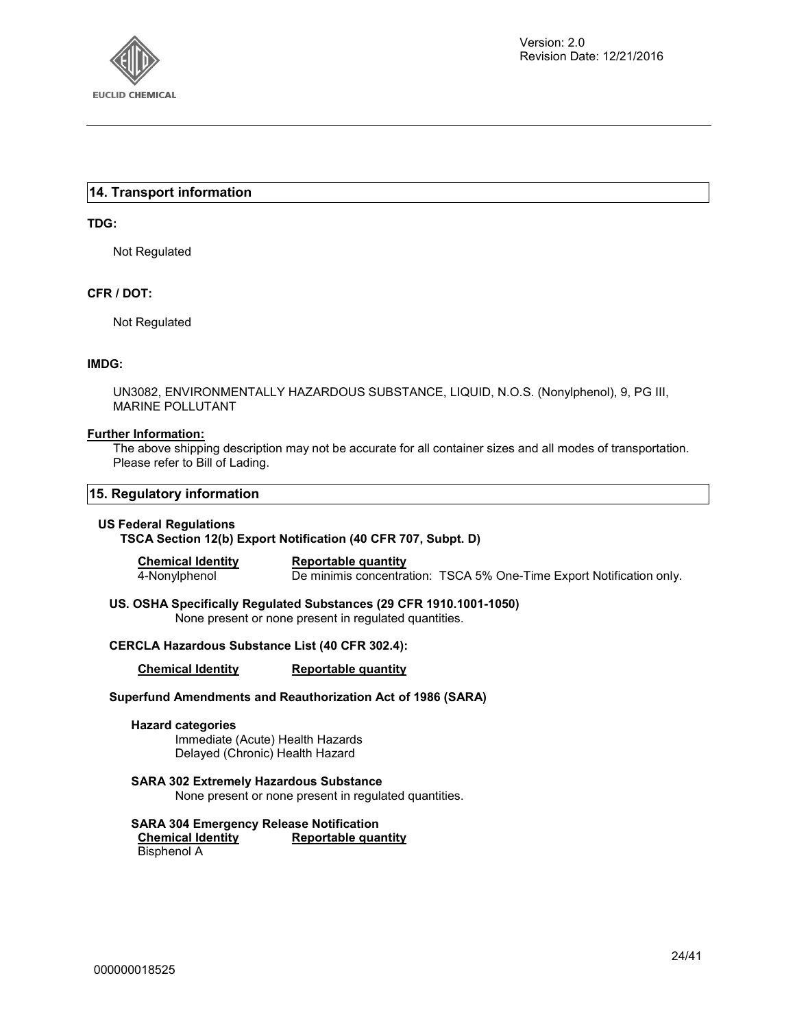## 14. Transport information

**TDG:**

Not Regulated

**CFR / DOT:**

Not Regulated

**IMDG:**

UN3082, ENVIRONMENTALLY HAZARDOUS SUBSTANCE, LIQUID, N.O.S. (Nonylphenol), 9, PG III, MARINE POLLUTANT

**Further Information:**

The above shipping description may not be accurate for all container sizes and all modes of transportation. Please refer to Bill of Lading.

## 15. Regulatory information

**US Federal Regulations**

**TSCA Section 12(b) Export Notification (40 CFR 707, Subpt. D)**

| Chemical Identity | Reportable quantity |
|---|---|
| 4-Nonylphenol | De minimis concentration: TSCA 5% One-Time Export Notification only. |

**US. OSHA Specifically Regulated Substances (29 CFR 1910.1001-1050)**

None present or none present in regulated quantities.

**CERCLA Hazardous Substance List (40 CFR 302.4):**

| Chemical Identity | Reportable quantity |
|---|---|

**Superfund Amendments and Reauthorization Act of 1986 (SARA)**

**Hazard categories**

Immediate (Acute) Health Hazards
Delayed (Chronic) Health Hazard

**SARA 302 Extremely Hazardous Substance**

None present or none present in regulated quantities.

**SARA 304 Emergency Release Notification**

| Chemical Identity | Reportable quantity |
|---|---|
| Bisphenol A | |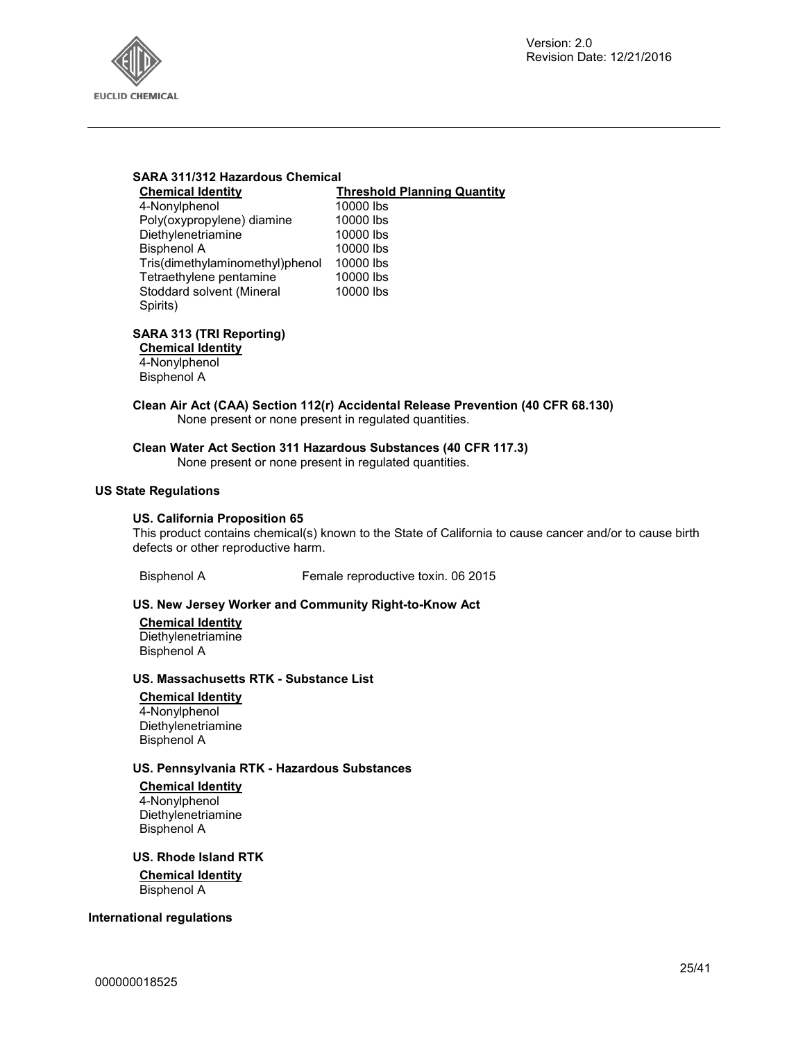**SARA 311/312 Hazardous Chemical**

| Chemical Identity | Threshold Planning Quantity |
| --- | --- |
| 4-Nonylphenol | 10000 lbs |
| Poly(oxypropylene) diamine | 10000 lbs |
| Diethylenetriamine | 10000 lbs |
| Bisphenol A | 10000 lbs |
| Tris(dimethylaminomethyl)phenol | 10000 lbs |
| Tetraethylene pentamine | 10000 lbs |
| Stoddard solvent (Mineral Spirits) | 10000 lbs |

**SARA 313 (TRI Reporting)**

**Chemical Identity**

4-Nonylphenol
Bisphenol A

**Clean Air Act (CAA) Section 112(r) Accidental Release Prevention (40 CFR 68.130)**

None present or none present in regulated quantities.

**Clean Water Act Section 311 Hazardous Substances (40 CFR 117.3)**

None present or none present in regulated quantities.

**US State Regulations**

**US. California Proposition 65**

This product contains chemical(s) known to the State of California to cause cancer and/or to cause birth defects or other reproductive harm.

| | |
| --- | --- |
| Bisphenol A | Female reproductive toxin. 06 2015 |

**US. New Jersey Worker and Community Right-to-Know Act**

**Chemical Identity**

Diethylenetriamine
Bisphenol A

**US. Massachusetts RTK - Substance List**

**Chemical Identity**

4-Nonylphenol
Diethylenetriamine
Bisphenol A

**US. Pennsylvania RTK - Hazardous Substances**

**Chemical Identity**

4-Nonylphenol
Diethylenetriamine
Bisphenol A

**US. Rhode Island RTK**

**Chemical Identity**

Bisphenol A

**International regulations**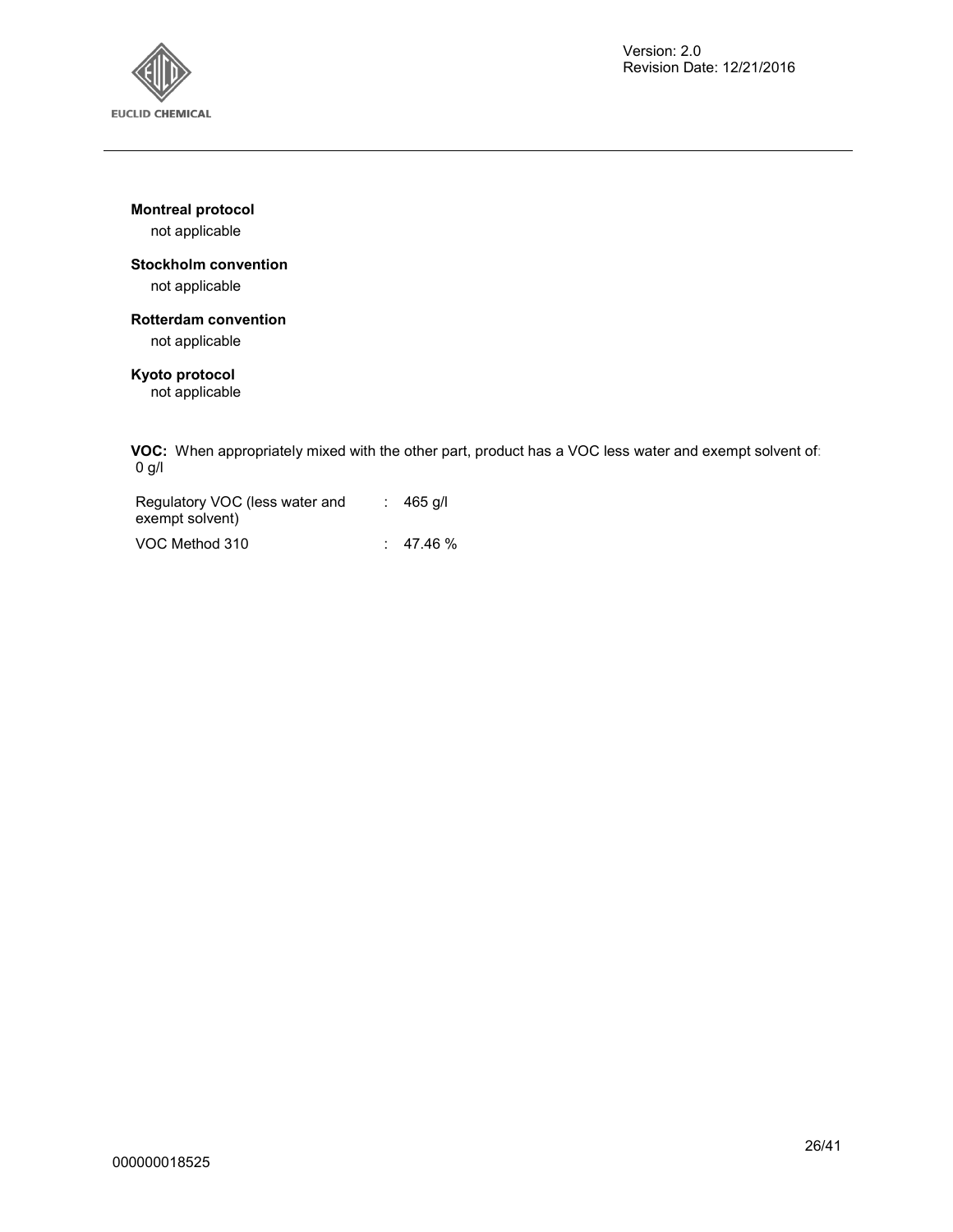**Montreal protocol**

not applicable

**Stockholm convention**

not applicable

**Rotterdam convention**

not applicable

**Kyoto protocol**

not applicable

**VOC:** When appropriately mixed with the other part, product has a VOC less water and exempt solvent of: 0 g/l

| | | |
|---|---|---|
| Regulatory VOC (less water and exempt solvent) | : | 465 g/l |
| VOC Method 310 | : | 47.46 % |

000000018525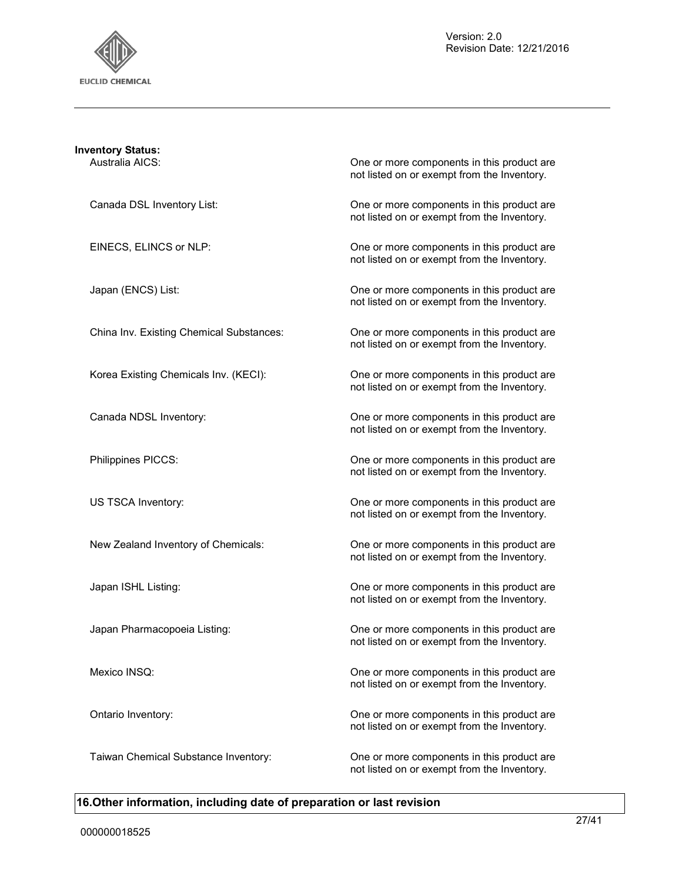**Inventory Status:**

| | |
|---|---|
| Australia AICS: | One or more components in this product are not listed on or exempt from the Inventory. |
| Canada DSL Inventory List: | One or more components in this product are not listed on or exempt from the Inventory. |
| EINECS, ELINCS or NLP: | One or more components in this product are not listed on or exempt from the Inventory. |
| Japan (ENCS) List: | One or more components in this product are not listed on or exempt from the Inventory. |
| China Inv. Existing Chemical Substances: | One or more components in this product are not listed on or exempt from the Inventory. |
| Korea Existing Chemicals Inv. (KECI): | One or more components in this product are not listed on or exempt from the Inventory. |
| Canada NDSL Inventory: | One or more components in this product are not listed on or exempt from the Inventory. |
| Philippines PICCS: | One or more components in this product are not listed on or exempt from the Inventory. |
| US TSCA Inventory: | One or more components in this product are not listed on or exempt from the Inventory. |
| New Zealand Inventory of Chemicals: | One or more components in this product are not listed on or exempt from the Inventory. |
| Japan ISHL Listing: | One or more components in this product are not listed on or exempt from the Inventory. |
| Japan Pharmacopoeia Listing: | One or more components in this product are not listed on or exempt from the Inventory. |
| Mexico INSQ: | One or more components in this product are not listed on or exempt from the Inventory. |
| Ontario Inventory: | One or more components in this product are not listed on or exempt from the Inventory. |
| Taiwan Chemical Substance Inventory: | One or more components in this product are not listed on or exempt from the Inventory. |

## 16.Other information, including date of preparation or last revision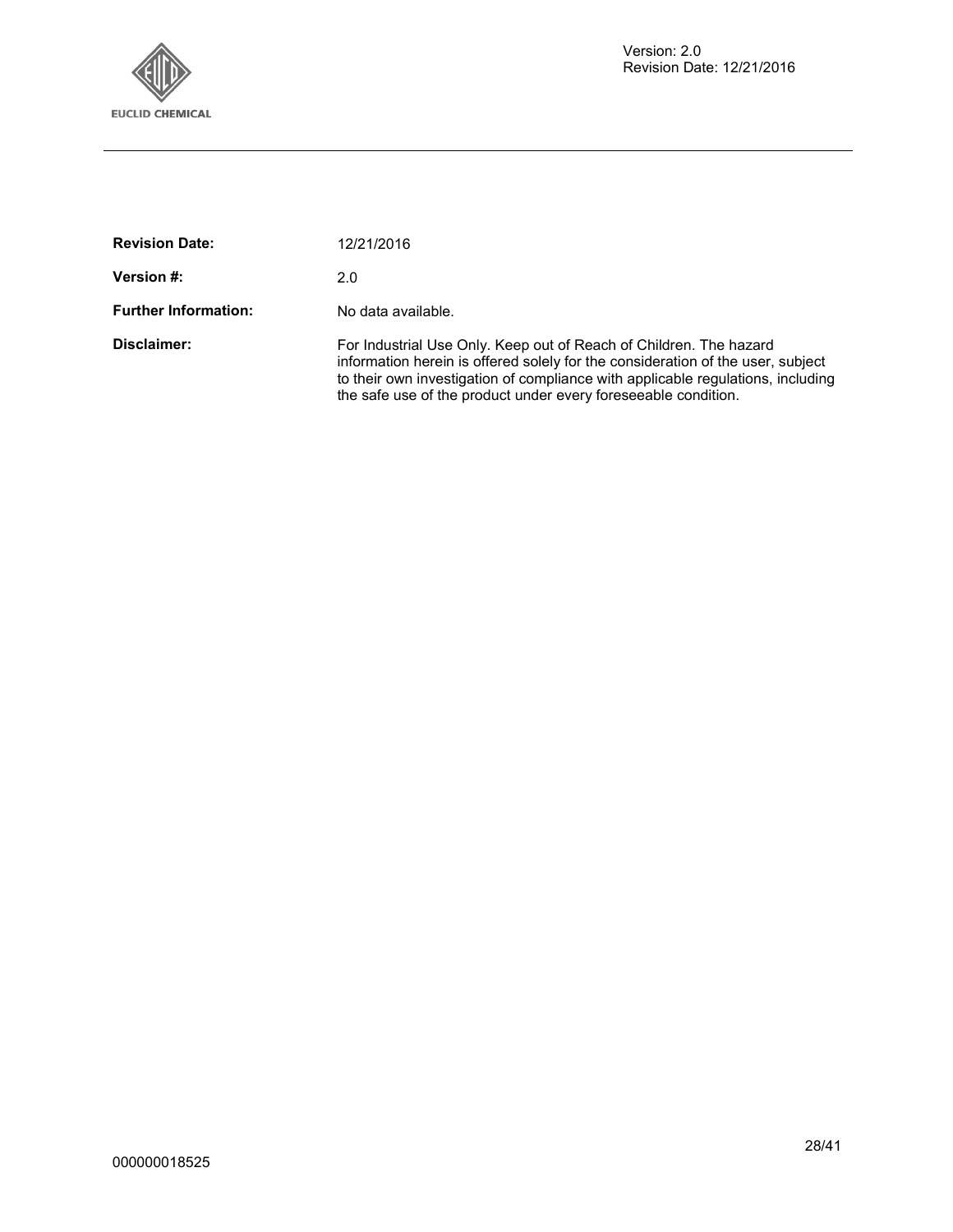**Revision Date:** 12/21/2016

**Version #:** 2.0

**Further Information:** No data available.

**Disclaimer:** For Industrial Use Only. Keep out of Reach of Children. The hazard information herein is offered solely for the consideration of the user, subject to their own investigation of compliance with applicable regulations, including the safe use of the product under every foreseeable condition.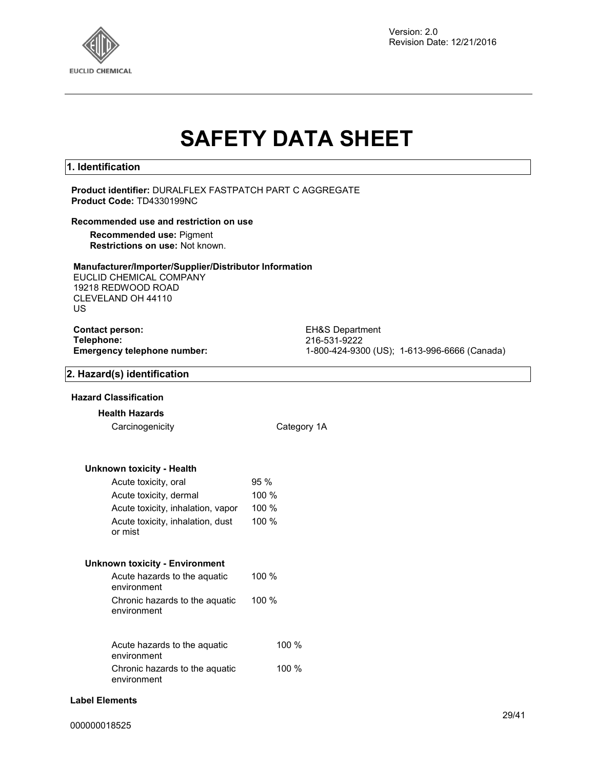Version: 2.0
Revision Date: 12/21/2016

# SAFETY DATA SHEET

## 1. Identification

**Product identifier:** DURALFLEX FASTPATCH PART C AGGREGATE
**Product Code:** TD4330199NC

**Recommended use and restriction on use**

**Recommended use:** Pigment
**Restrictions on use:** Not known.

**Manufacturer/Importer/Supplier/Distributor Information**
EUCLID CHEMICAL COMPANY
19218 REDWOOD ROAD
CLEVELAND OH 44110
US

| | |
|---|---|
| **Contact person:** | EH&S Department |
| **Telephone:** | 216-531-9222 |
| **Emergency telephone number:** | 1-800-424-9300 (US); 1-613-996-6666 (Canada) |

## 2. Hazard(s) identification

**Hazard Classification**

**Health Hazards**

| | |
|---|---|
| Carcinogenicity | Category 1A |

**Unknown toxicity - Health**

| | |
|---|---|
| Acute toxicity, oral | 95 % |
| Acute toxicity, dermal | 100 % |
| Acute toxicity, inhalation, vapor | 100 % |
| Acute toxicity, inhalation, dust or mist | 100 % |

**Unknown toxicity - Environment**

| | |
|---|---|
| Acute hazards to the aquatic environment | 100 % |
| Chronic hazards to the aquatic environment | 100 % |

| | |
|---|---|
| Acute hazards to the aquatic environment | 100 % |
| Chronic hazards to the aquatic environment | 100 % |

**Label Elements**

000000018525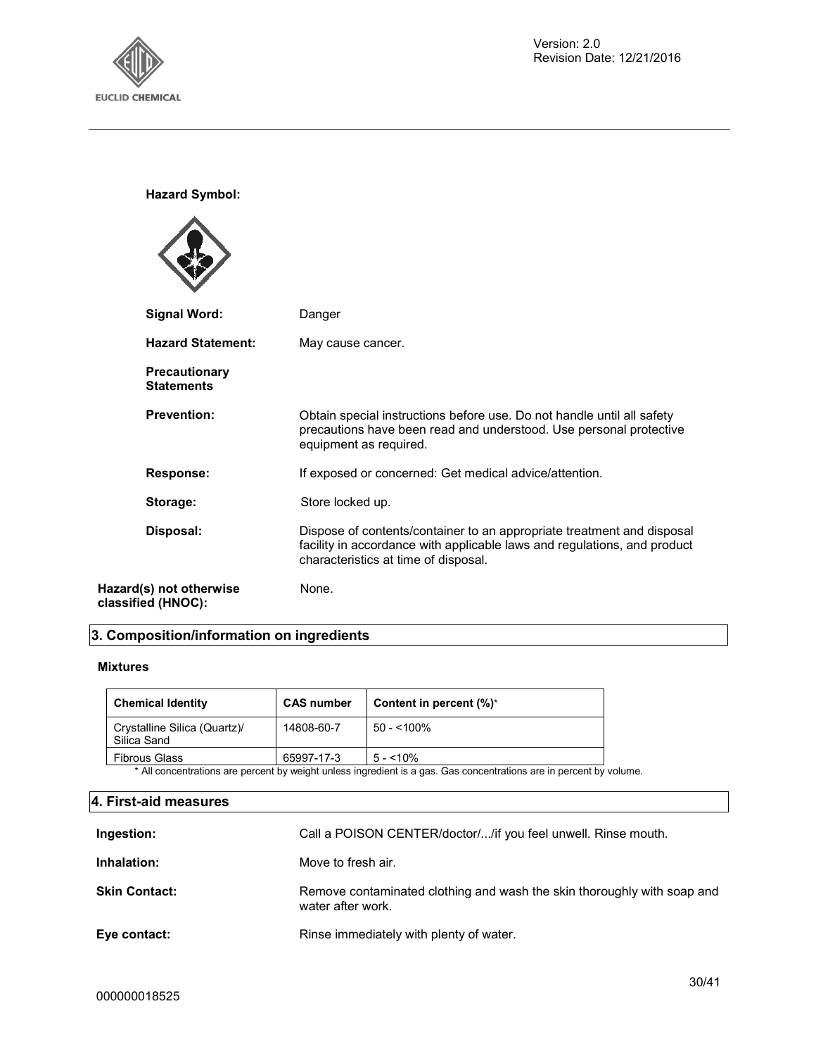**Hazard Symbol:**

**Signal Word:** Danger

**Hazard Statement:** May cause cancer.

**Precautionary Statements**

**Prevention:** Obtain special instructions before use. Do not handle until all safety precautions have been read and understood. Use personal protective equipment as required.

**Response:** If exposed or concerned: Get medical advice/attention.

**Storage:** Store locked up.

**Disposal:** Dispose of contents/container to an appropriate treatment and disposal facility in accordance with applicable laws and regulations, and product characteristics at time of disposal.

**Hazard(s) not otherwise classified (HNOC):** None.

## 3. Composition/information on ingredients

**Mixtures**

| Chemical Identity | CAS number | Content in percent (%)* |
|---|---|---|
| Crystalline Silica (Quartz)/ Silica Sand | 14808-60-7 | 50 - <100% |
| Fibrous Glass | 65997-17-3 | 5 - <10% |

* All concentrations are percent by weight unless ingredient is a gas. Gas concentrations are in percent by volume.

## 4. First-aid measures

**Ingestion:** Call a POISON CENTER/doctor/.../if you feel unwell. Rinse mouth.

**Inhalation:** Move to fresh air.

**Skin Contact:** Remove contaminated clothing and wash the skin thoroughly with soap and water after work.

**Eye contact:** Rinse immediately with plenty of water.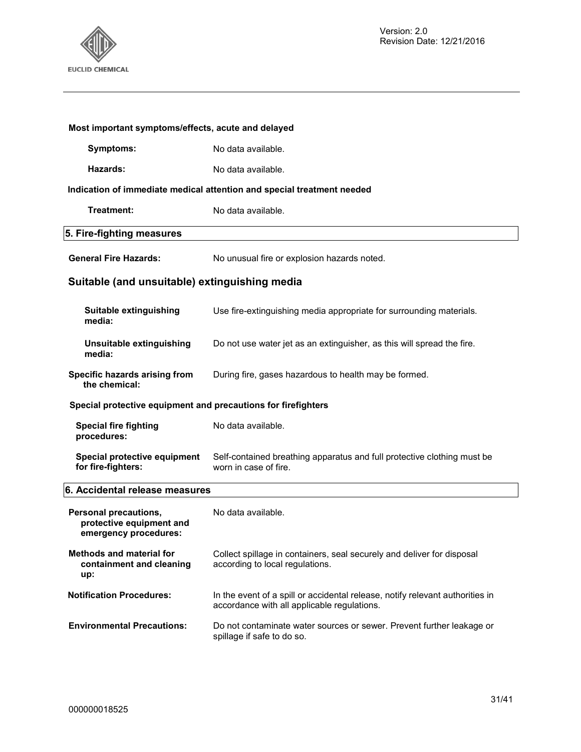**Most important symptoms/effects, acute and delayed**

**Symptoms:** No data available.

**Hazards:** No data available.

**Indication of immediate medical attention and special treatment needed**

**Treatment:** No data available.

## 5. Fire-fighting measures

**General Fire Hazards:** No unusual fire or explosion hazards noted.

### Suitable (and unsuitable) extinguishing media

**Suitable extinguishing media:** Use fire-extinguishing media appropriate for surrounding materials.

**Unsuitable extinguishing media:** Do not use water jet as an extinguisher, as this will spread the fire.

**Specific hazards arising from the chemical:** During fire, gases hazardous to health may be formed.

**Special protective equipment and precautions for firefighters**

**Special fire fighting procedures:** No data available.

**Special protective equipment for fire-fighters:** Self-contained breathing apparatus and full protective clothing must be worn in case of fire.

## 6. Accidental release measures

**Personal precautions, protective equipment and emergency procedures:** No data available.

**Methods and material for containment and cleaning up:** Collect spillage in containers, seal securely and deliver for disposal according to local regulations.

**Notification Procedures:** In the event of a spill or accidental release, notify relevant authorities in accordance with all applicable regulations.

**Environmental Precautions:** Do not contaminate water sources or sewer. Prevent further leakage or spillage if safe to do so.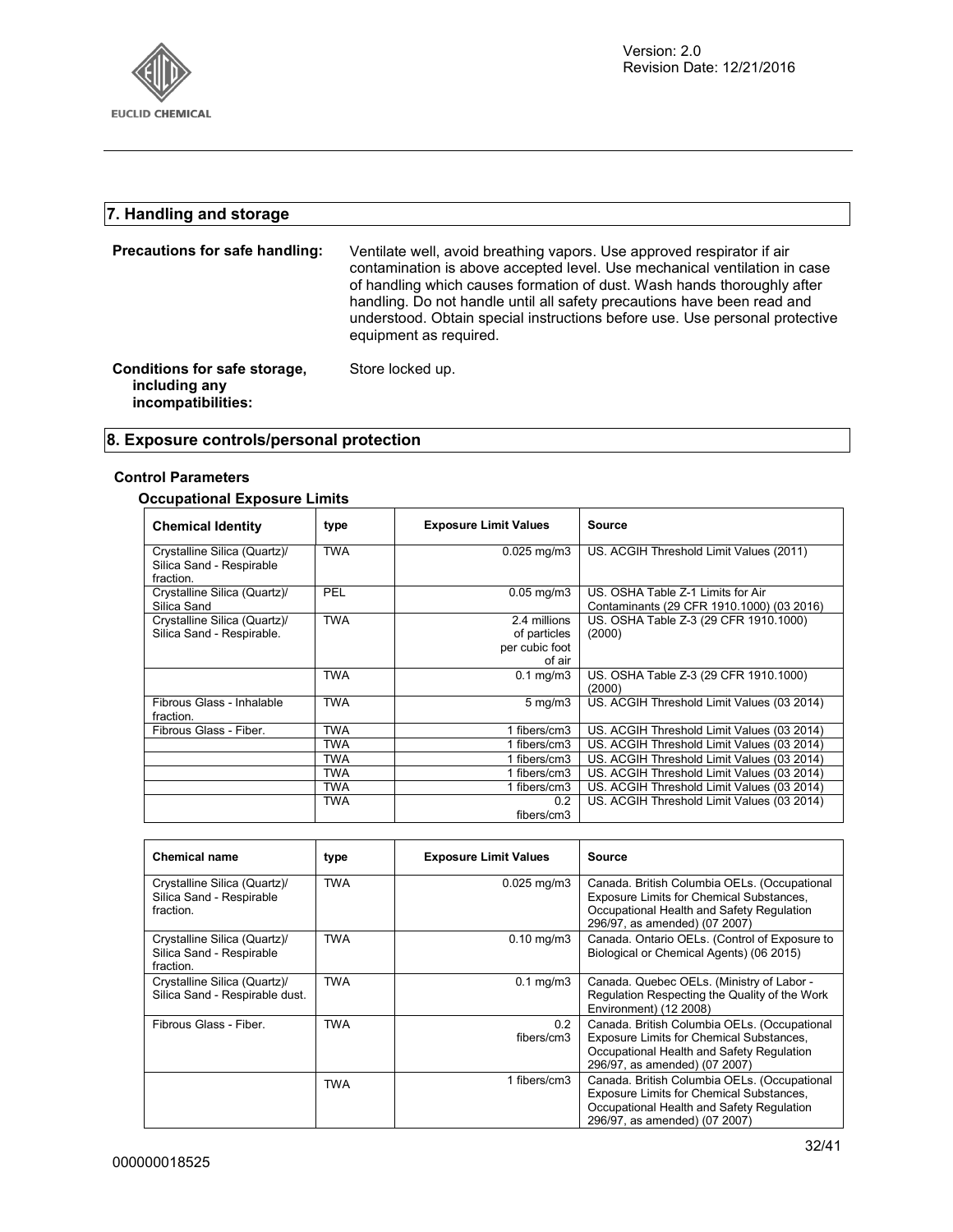## 7. Handling and storage

**Precautions for safe handling:** Ventilate well, avoid breathing vapors. Use approved respirator if air contamination is above accepted level. Use mechanical ventilation in case of handling which causes formation of dust. Wash hands thoroughly after handling. Do not handle until all safety precautions have been read and understood. Obtain special instructions before use. Use personal protective equipment as required.

**Conditions for safe storage, including any incompatibilities:** Store locked up.

## 8. Exposure controls/personal protection

### Control Parameters

#### Occupational Exposure Limits

| Chemical Identity | type | Exposure Limit Values | Source |
|---|---|---|---|
| Crystalline Silica (Quartz)/ Silica Sand - Respirable fraction. | TWA | 0.025 mg/m3 | US. ACGIH Threshold Limit Values (2011) |
| Crystalline Silica (Quartz)/ Silica Sand | PEL | 0.05 mg/m3 | US. OSHA Table Z-1 Limits for Air Contaminants (29 CFR 1910.1000) (03 2016) |
| Crystalline Silica (Quartz)/ Silica Sand - Respirable. | TWA | 2.4 millions of particles per cubic foot of air | US. OSHA Table Z-3 (29 CFR 1910.1000) (2000) |
| | TWA | 0.1 mg/m3 | US. OSHA Table Z-3 (29 CFR 1910.1000) (2000) |
| Fibrous Glass - Inhalable fraction. | TWA | 5 mg/m3 | US. ACGIH Threshold Limit Values (03 2014) |
| Fibrous Glass - Fiber. | TWA | 1 fibers/cm3 | US. ACGIH Threshold Limit Values (03 2014) |
| | TWA | 1 fibers/cm3 | US. ACGIH Threshold Limit Values (03 2014) |
| | TWA | 1 fibers/cm3 | US. ACGIH Threshold Limit Values (03 2014) |
| | TWA | 1 fibers/cm3 | US. ACGIH Threshold Limit Values (03 2014) |
| | TWA | 1 fibers/cm3 | US. ACGIH Threshold Limit Values (03 2014) |
| | TWA | 0.2 fibers/cm3 | US. ACGIH Threshold Limit Values (03 2014) |

| Chemical name | type | Exposure Limit Values | Source |
|---|---|---|---|
| Crystalline Silica (Quartz)/ Silica Sand - Respirable fraction. | TWA | 0.025 mg/m3 | Canada. British Columbia OELs. (Occupational Exposure Limits for Chemical Substances, Occupational Health and Safety Regulation 296/97, as amended) (07 2007) |
| Crystalline Silica (Quartz)/ Silica Sand - Respirable fraction. | TWA | 0.10 mg/m3 | Canada. Ontario OELs. (Control of Exposure to Biological or Chemical Agents) (06 2015) |
| Crystalline Silica (Quartz)/ Silica Sand - Respirable dust. | TWA | 0.1 mg/m3 | Canada. Quebec OELs. (Ministry of Labor - Regulation Respecting the Quality of the Work Environment) (12 2008) |
| Fibrous Glass - Fiber. | TWA | 0.2 fibers/cm3 | Canada. British Columbia OELs. (Occupational Exposure Limits for Chemical Substances, Occupational Health and Safety Regulation 296/97, as amended) (07 2007) |
| | TWA | 1 fibers/cm3 | Canada. British Columbia OELs. (Occupational Exposure Limits for Chemical Substances, Occupational Health and Safety Regulation 296/97, as amended) (07 2007) |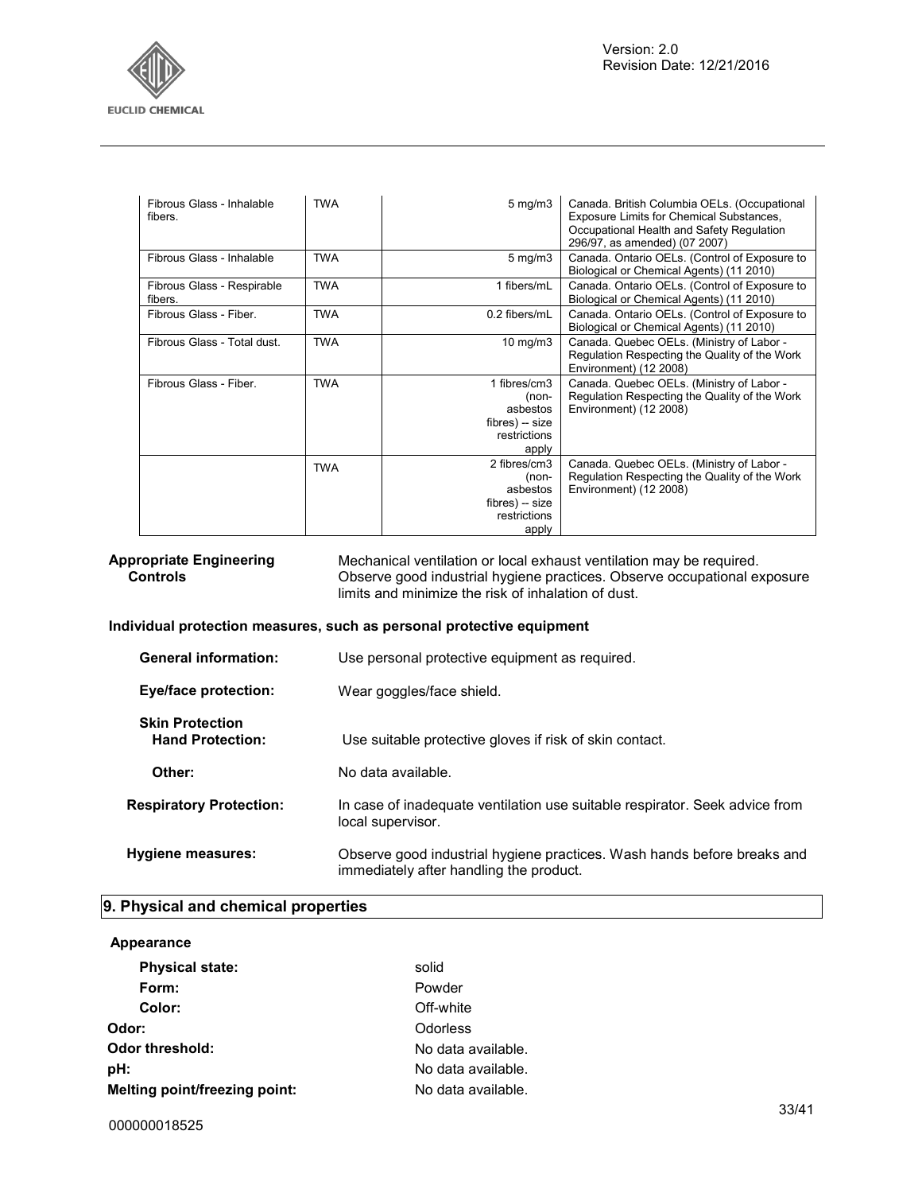| Fibrous Glass - Inhalable fibers. | TWA | 5 mg/m3 | Canada. British Columbia OELs. (Occupational Exposure Limits for Chemical Substances, Occupational Health and Safety Regulation 296/97, as amended) (07 2007) |
|---|---|---|---|
| Fibrous Glass - Inhalable | TWA | 5 mg/m3 | Canada. Ontario OELs. (Control of Exposure to Biological or Chemical Agents) (11 2010) |
| Fibrous Glass - Respirable fibers. | TWA | 1 fibers/mL | Canada. Ontario OELs. (Control of Exposure to Biological or Chemical Agents) (11 2010) |
| Fibrous Glass - Fiber. | TWA | 0.2 fibers/mL | Canada. Ontario OELs. (Control of Exposure to Biological or Chemical Agents) (11 2010) |
| Fibrous Glass - Total dust. | TWA | 10 mg/m3 | Canada. Quebec OELs. (Ministry of Labor - Regulation Respecting the Quality of the Work Environment) (12 2008) |
| Fibrous Glass - Fiber. | TWA | 1 fibres/cm3 (non-asbestos fibres) -- size restrictions apply | Canada. Quebec OELs. (Ministry of Labor - Regulation Respecting the Quality of the Work Environment) (12 2008) |
| | TWA | 2 fibres/cm3 (non-asbestos fibres) -- size restrictions apply | Canada. Quebec OELs. (Ministry of Labor - Regulation Respecting the Quality of the Work Environment) (12 2008) |

**Appropriate Engineering Controls** Mechanical ventilation or local exhaust ventilation may be required. Observe good industrial hygiene practices. Observe occupational exposure limits and minimize the risk of inhalation of dust.

**Individual protection measures, such as personal protective equipment**

**General information:** Use personal protective equipment as required.

**Eye/face protection:** Wear goggles/face shield.

**Skin Protection**

**Hand Protection:** Use suitable protective gloves if risk of skin contact.

**Other:** No data available.

**Respiratory Protection:** In case of inadequate ventilation use suitable respirator. Seek advice from local supervisor.

**Hygiene measures:** Observe good industrial hygiene practices. Wash hands before breaks and immediately after handling the product.

## 9. Physical and chemical properties

**Appearance**

**Physical state:** solid

**Form:** Powder

**Color:** Off-white

**Odor:** Odorless

**Odor threshold:** No data available.

**pH:** No data available.

**Melting point/freezing point:** No data available.

000000018525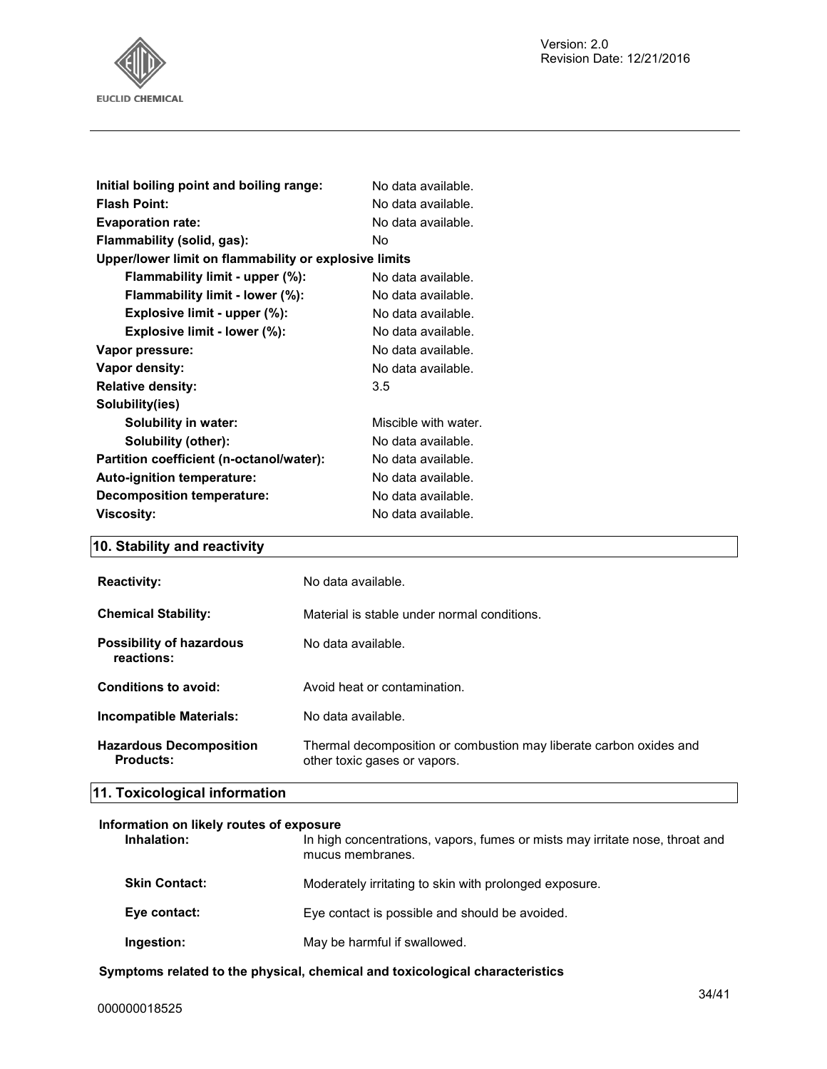| | |
|---|---|
| **Initial boiling point and boiling range:** | No data available. |
| **Flash Point:** | No data available. |
| **Evaporation rate:** | No data available. |
| **Flammability (solid, gas):** | No |
| **Upper/lower limit on flammability or explosive limits** | |
| **Flammability limit - upper (%):** | No data available. |
| **Flammability limit - lower (%):** | No data available. |
| **Explosive limit - upper (%):** | No data available. |
| **Explosive limit - lower (%):** | No data available. |
| **Vapor pressure:** | No data available. |
| **Vapor density:** | No data available. |
| **Relative density:** | 3.5 |
| **Solubility(ies)** | |
| **Solubility in water:** | Miscible with water. |
| **Solubility (other):** | No data available. |
| **Partition coefficient (n-octanol/water):** | No data available. |
| **Auto-ignition temperature:** | No data available. |
| **Decomposition temperature:** | No data available. |
| **Viscosity:** | No data available. |

## 10. Stability and reactivity

| | |
|---|---|
| **Reactivity:** | No data available. |
| **Chemical Stability:** | Material is stable under normal conditions. |
| **Possibility of hazardous reactions:** | No data available. |
| **Conditions to avoid:** | Avoid heat or contamination. |
| **Incompatible Materials:** | No data available. |
| **Hazardous Decomposition Products:** | Thermal decomposition or combustion may liberate carbon oxides and other toxic gases or vapors. |

## 11. Toxicological information

**Information on likely routes of exposure**

| | |
|---|---|
| **Inhalation:** | In high concentrations, vapors, fumes or mists may irritate nose, throat and mucus membranes. |
| **Skin Contact:** | Moderately irritating to skin with prolonged exposure. |
| **Eye contact:** | Eye contact is possible and should be avoided. |
| **Ingestion:** | May be harmful if swallowed. |

**Symptoms related to the physical, chemical and toxicological characteristics**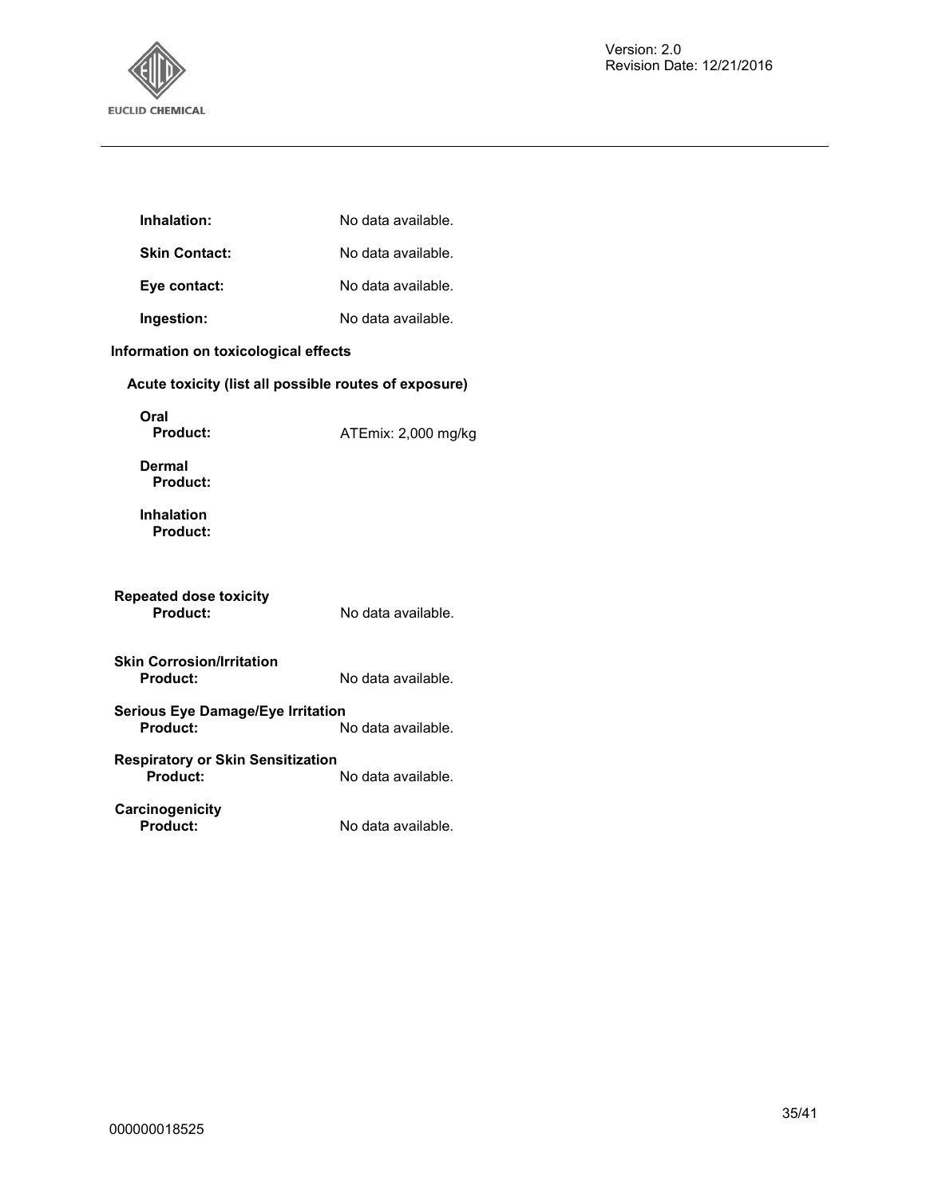**Inhalation:** No data available.

**Skin Contact:** No data available.

**Eye contact:** No data available.

**Ingestion:** No data available.

**Information on toxicological effects**

**Acute toxicity (list all possible routes of exposure)**

**Oral**
**Product:** ATEmix: 2,000 mg/kg

**Dermal**
**Product:**

**Inhalation**
**Product:**

**Repeated dose toxicity**
**Product:** No data available.

**Skin Corrosion/Irritation**
**Product:** No data available.

**Serious Eye Damage/Eye Irritation**
**Product:** No data available.

**Respiratory or Skin Sensitization**
**Product:** No data available.

**Carcinogenicity**
**Product:** No data available.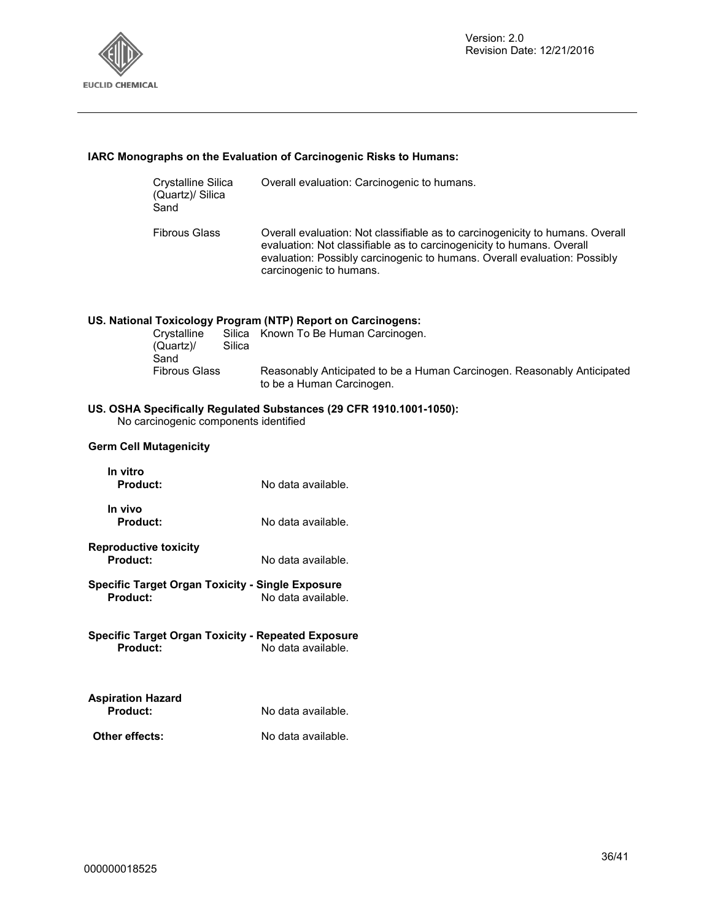**IARC Monographs on the Evaluation of Carcinogenic Risks to Humans:**

| | |
|---|---|
| Crystalline Silica (Quartz)/ Silica Sand | Overall evaluation: Carcinogenic to humans. |
| Fibrous Glass | Overall evaluation: Not classifiable as to carcinogenicity to humans. Overall evaluation: Not classifiable as to carcinogenicity to humans. Overall evaluation: Possibly carcinogenic to humans. Overall evaluation: Possibly carcinogenic to humans. |

**US. National Toxicology Program (NTP) Report on Carcinogens:**

| | |
|---|---|
| Crystalline Silica (Quartz)/ Silica Sand | Known To Be Human Carcinogen. |
| Fibrous Glass | Reasonably Anticipated to be a Human Carcinogen. Reasonably Anticipated to be a Human Carcinogen. |

**US. OSHA Specifically Regulated Substances (29 CFR 1910.1001-1050):**
No carcinogenic components identified

**Germ Cell Mutagenicity**

**In vitro**
**Product:** No data available.

**In vivo**
**Product:** No data available.

**Reproductive toxicity**
**Product:** No data available.

**Specific Target Organ Toxicity - Single Exposure**
**Product:** No data available.

**Specific Target Organ Toxicity - Repeated Exposure**
**Product:** No data available.

**Aspiration Hazard**
**Product:** No data available.

**Other effects:** No data available.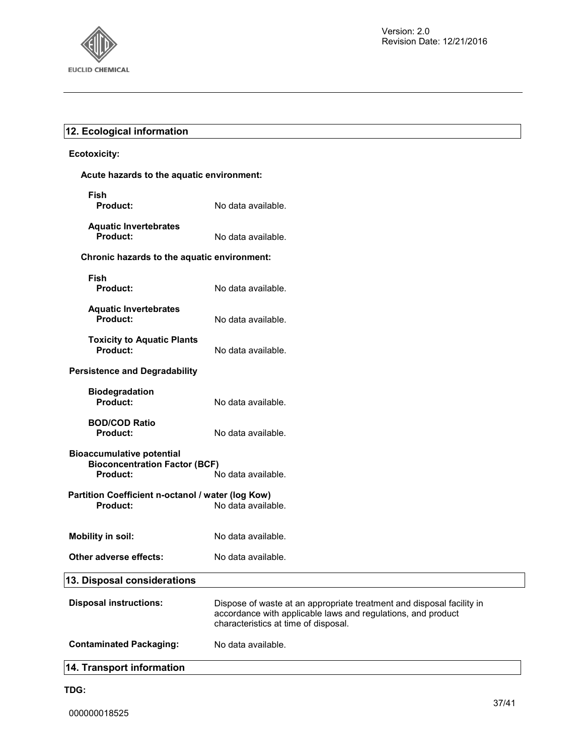## 12. Ecological information

**Ecotoxicity:**

**Acute hazards to the aquatic environment:**

**Fish**
**Product:** No data available.

**Aquatic Invertebrates**
**Product:** No data available.

**Chronic hazards to the aquatic environment:**

**Fish**
**Product:** No data available.

**Aquatic Invertebrates**
**Product:** No data available.

**Toxicity to Aquatic Plants**
**Product:** No data available.

**Persistence and Degradability**

**Biodegradation**
**Product:** No data available.

**BOD/COD Ratio**
**Product:** No data available.

**Bioaccumulative potential**
**Bioconcentration Factor (BCF)**
**Product:** No data available.

**Partition Coefficient n-octanol / water (log Kow)**
**Product:** No data available.

**Mobility in soil:** No data available.

**Other adverse effects:** No data available.

## 13. Disposal considerations

**Disposal instructions:** Dispose of waste at an appropriate treatment and disposal facility in accordance with applicable laws and regulations, and product characteristics at time of disposal.

**Contaminated Packaging:** No data available.

## 14. Transport information

**TDG:**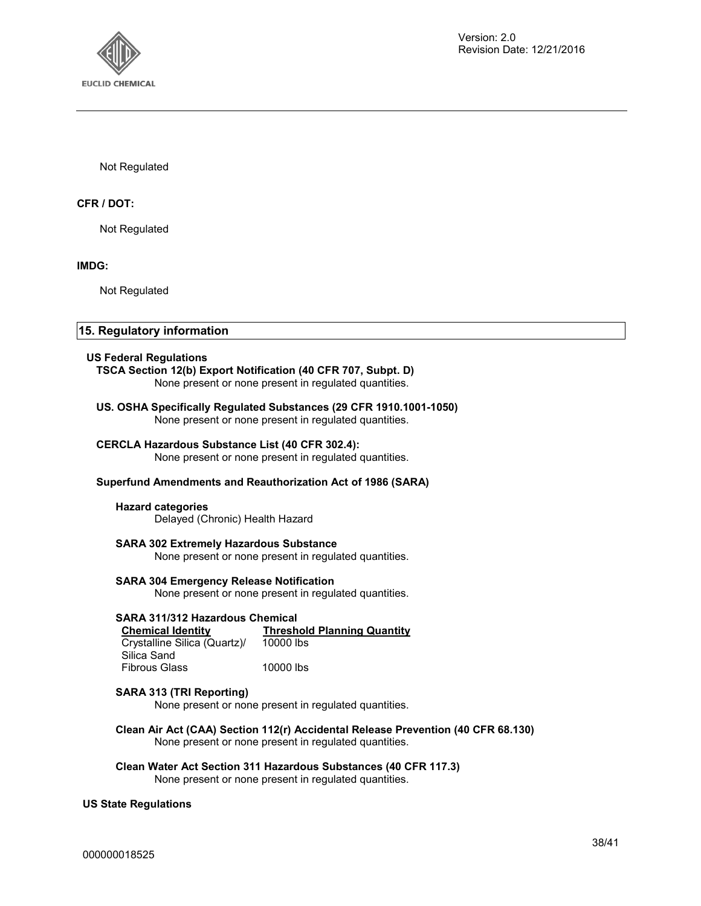Not Regulated

**CFR / DOT:**

Not Regulated

**IMDG:**

Not Regulated

## 15. Regulatory information

### US Federal Regulations

**TSCA Section 12(b) Export Notification (40 CFR 707, Subpt. D)**

None present or none present in regulated quantities.

**US. OSHA Specifically Regulated Substances (29 CFR 1910.1001-1050)**

None present or none present in regulated quantities.

**CERCLA Hazardous Substance List (40 CFR 302.4):**

None present or none present in regulated quantities.

**Superfund Amendments and Reauthorization Act of 1986 (SARA)**

**Hazard categories**

Delayed (Chronic) Health Hazard

**SARA 302 Extremely Hazardous Substance**

None present or none present in regulated quantities.

**SARA 304 Emergency Release Notification**

None present or none present in regulated quantities.

**SARA 311/312 Hazardous Chemical**

| Chemical Identity | Threshold Planning Quantity |
|---|---|
| Crystalline Silica (Quartz)/ Silica Sand | 10000 lbs |
| Fibrous Glass | 10000 lbs |

**SARA 313 (TRI Reporting)**

None present or none present in regulated quantities.

**Clean Air Act (CAA) Section 112(r) Accidental Release Prevention (40 CFR 68.130)**

None present or none present in regulated quantities.

**Clean Water Act Section 311 Hazardous Substances (40 CFR 117.3)**

None present or none present in regulated quantities.

### US State Regulations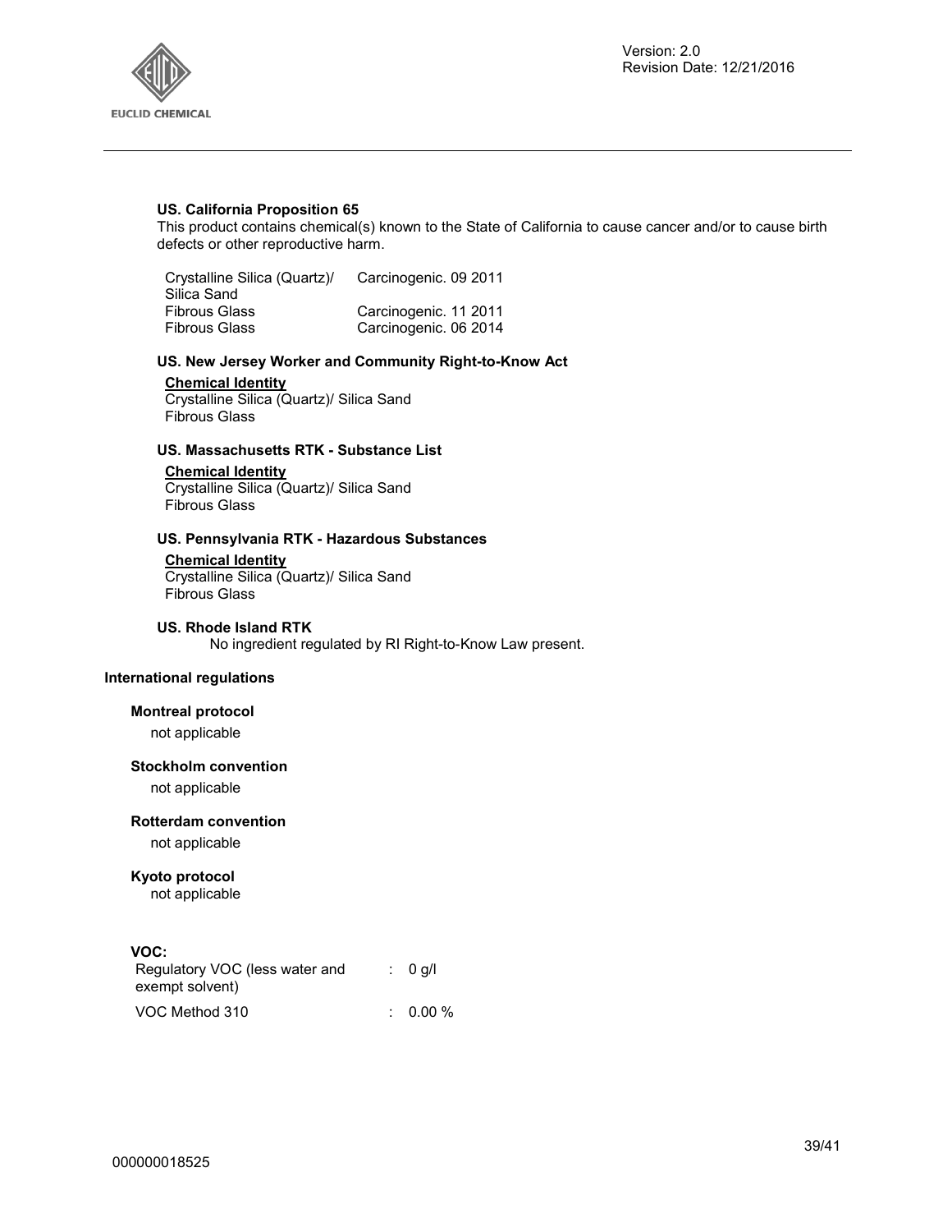#### US. California Proposition 65

This product contains chemical(s) known to the State of California to cause cancer and/or to cause birth defects or other reproductive harm.

| | |
|---|---|
| Crystalline Silica (Quartz)/ Silica Sand | Carcinogenic. 09 2011 |
| Fibrous Glass | Carcinogenic. 11 2011 |
| Fibrous Glass | Carcinogenic. 06 2014 |

#### US. New Jersey Worker and Community Right-to-Know Act

**Chemical Identity**

Crystalline Silica (Quartz)/ Silica Sand
Fibrous Glass

#### US. Massachusetts RTK - Substance List

**Chemical Identity**

Crystalline Silica (Quartz)/ Silica Sand
Fibrous Glass

#### US. Pennsylvania RTK - Hazardous Substances

**Chemical Identity**

Crystalline Silica (Quartz)/ Silica Sand
Fibrous Glass

#### US. Rhode Island RTK

No ingredient regulated by RI Right-to-Know Law present.

### International regulations

#### Montreal protocol

not applicable

#### Stockholm convention

not applicable

#### Rotterdam convention

not applicable

#### Kyoto protocol

not applicable

#### VOC:

| | | |
|---|---|---|
| Regulatory VOC (less water and exempt solvent) | : | 0 g/l |
| VOC Method 310 | : | 0.00 % |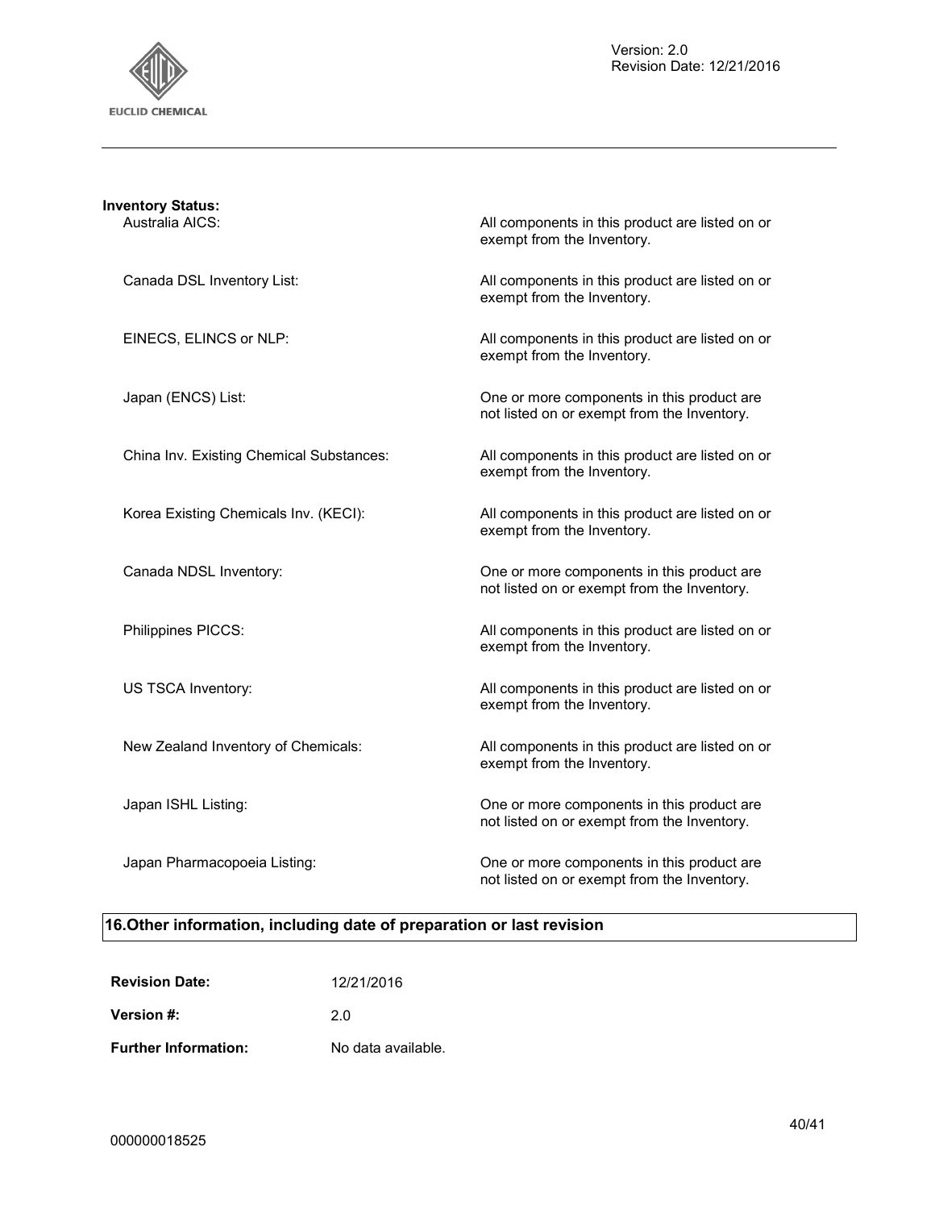**Inventory Status:**

| | |
|---|---|
| Australia AICS: | All components in this product are listed on or exempt from the Inventory. |
| Canada DSL Inventory List: | All components in this product are listed on or exempt from the Inventory. |
| EINECS, ELINCS or NLP: | All components in this product are listed on or exempt from the Inventory. |
| Japan (ENCS) List: | One or more components in this product are not listed on or exempt from the Inventory. |
| China Inv. Existing Chemical Substances: | All components in this product are listed on or exempt from the Inventory. |
| Korea Existing Chemicals Inv. (KECI): | All components in this product are listed on or exempt from the Inventory. |
| Canada NDSL Inventory: | One or more components in this product are not listed on or exempt from the Inventory. |
| Philippines PICCS: | All components in this product are listed on or exempt from the Inventory. |
| US TSCA Inventory: | All components in this product are listed on or exempt from the Inventory. |
| New Zealand Inventory of Chemicals: | All components in this product are listed on or exempt from the Inventory. |
| Japan ISHL Listing: | One or more components in this product are not listed on or exempt from the Inventory. |
| Japan Pharmacopoeia Listing: | One or more components in this product are not listed on or exempt from the Inventory. |

## 16.Other information, including date of preparation or last revision

**Revision Date:** 12/21/2016

**Version #:** 2.0

**Further Information:** No data available.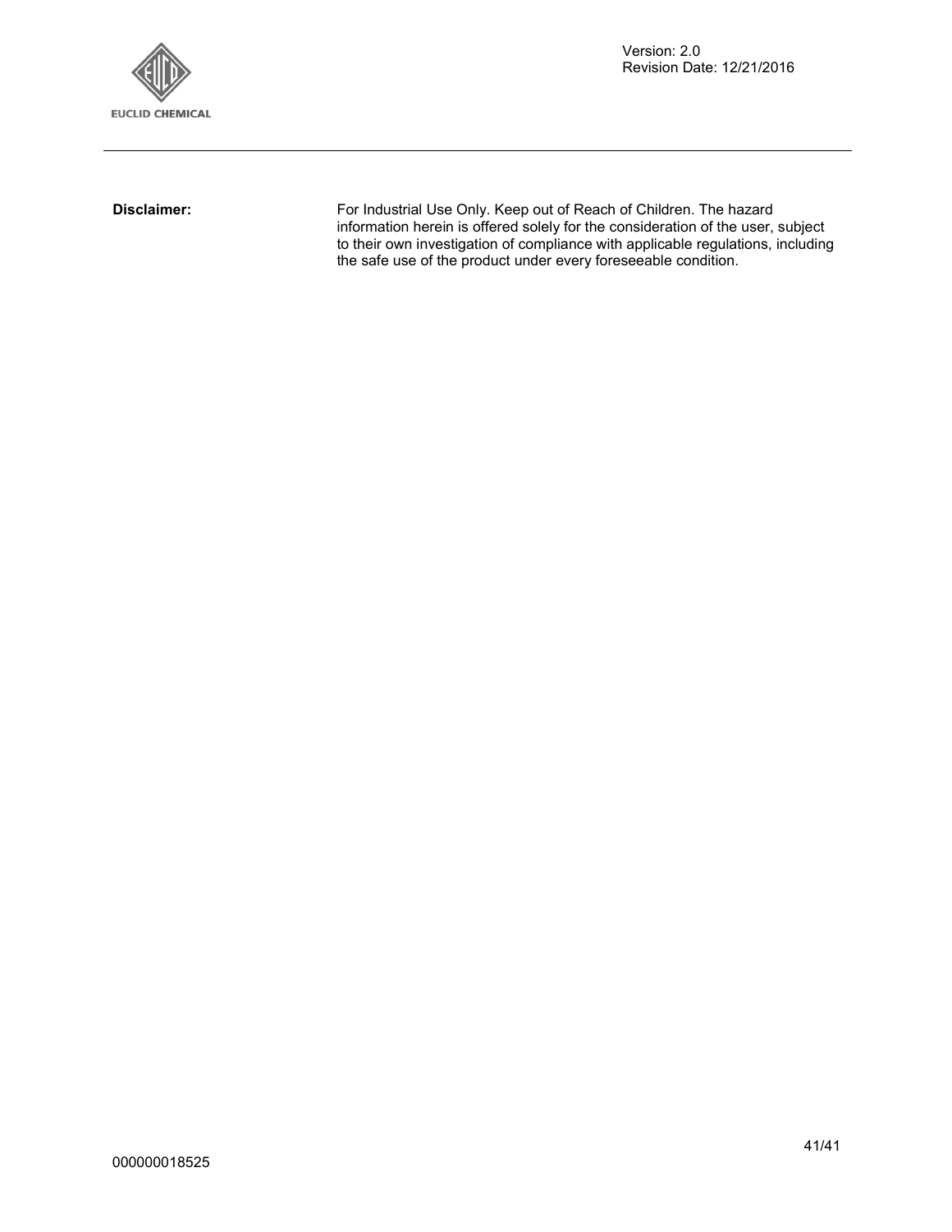**Disclaimer:** For Industrial Use Only. Keep out of Reach of Children. The hazard information herein is offered solely for the consideration of the user, subject to their own investigation of compliance with applicable regulations, including the safe use of the product under every foreseeable condition.